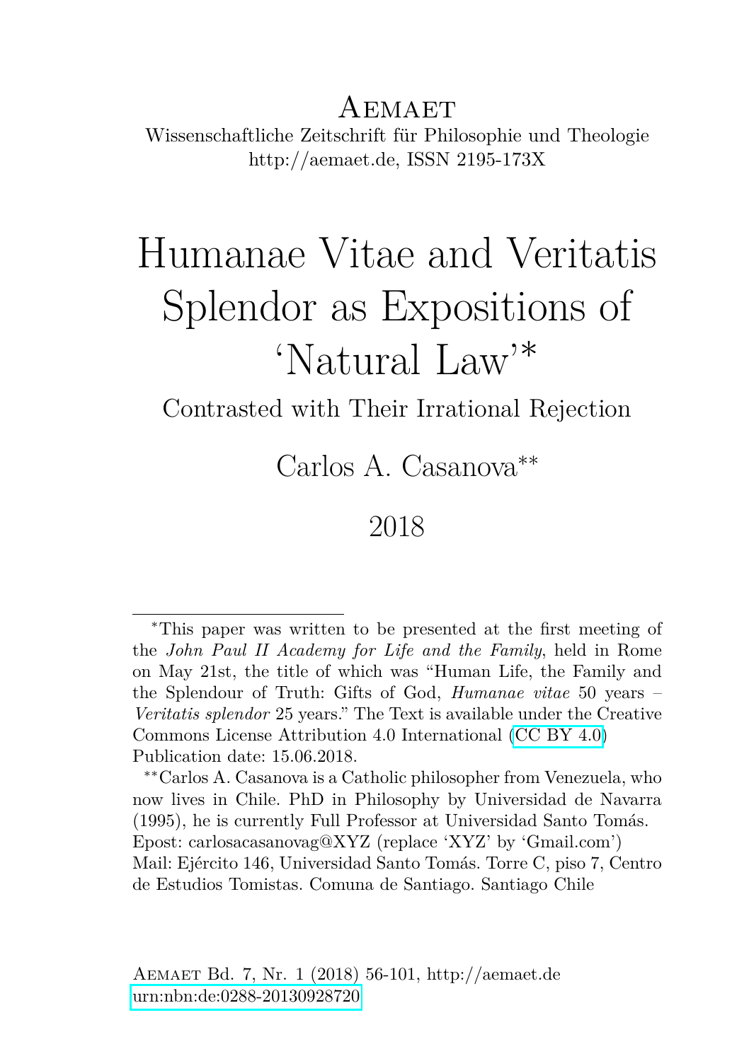Aemaet

Wissenschaftliche Zeitschrift für Philosophie und Theologie
http://aemaet.de, ISSN 2195-173X

# Humanae Vitae and Veritatis Splendor as Expositions of 'Natural Law'*

## Contrasted with Their Irrational Rejection

Carlos A. Casanova**

2018

---

*This paper was written to be presented at the first meeting of the *John Paul II Academy for Life and the Family*, held in Rome on May 21st, the title of which was "Human Life, the Family and the Splendour of Truth: Gifts of God, *Humanae vitae* 50 years – *Veritatis splendor* 25 years." The Text is available under the Creative Commons License Attribution 4.0 International (CC BY 4.0) Publication date: 15.06.2018.

**Carlos A. Casanova is a Catholic philosopher from Venezuela, who now lives in Chile. PhD in Philosophy by Universidad de Navarra (1995), he is currently Full Professor at Universidad Santo Tomás. Epost: carlosacasanovag@XYZ (replace 'XYZ' by 'Gmail.com') Mail: Ejército 146, Universidad Santo Tomás. Torre C, piso 7, Centro de Estudios Tomistas. Comuna de Santiago. Santiago Chile

Aemaet Bd. 7, Nr. 1 (2018) 56-101, http://aemaet.de
urn:nbn:de:0288-20130928720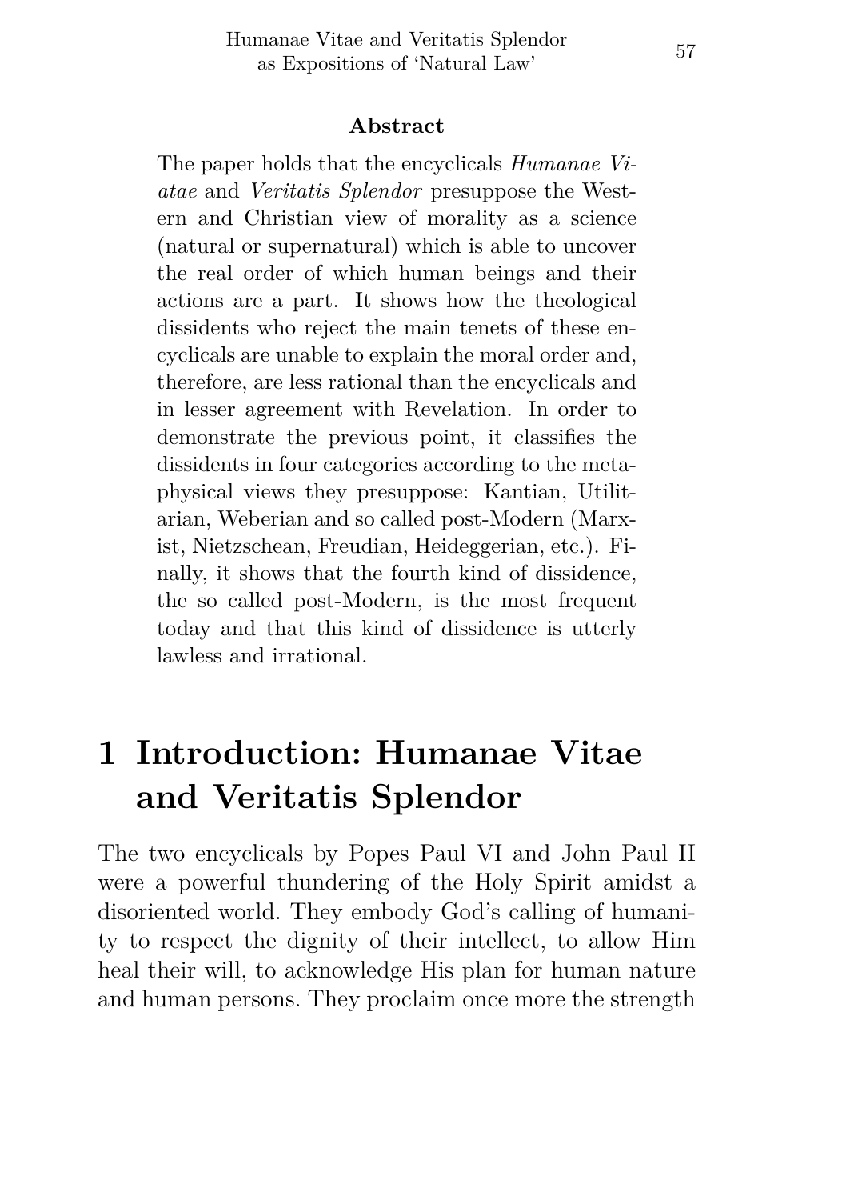**Abstract**

The paper holds that the encyclicals *Humanae Viatae* and *Veritatis Splendor* presuppose the Western and Christian view of morality as a science (natural or supernatural) which is able to uncover the real order of which human beings and their actions are a part. It shows how the theological dissidents who reject the main tenets of these encyclicals are unable to explain the moral order and, therefore, are less rational than the encyclicals and in lesser agreement with Revelation. In order to demonstrate the previous point, it classifies the dissidents in four categories according to the metaphysical views they presuppose: Kantian, Utilitarian, Weberian and so called post-Modern (Marxist, Nietzschean, Freudian, Heideggerian, etc.). Finally, it shows that the fourth kind of dissidence, the so called post-Modern, is the most frequent today and that this kind of dissidence is utterly lawless and irrational.

# 1 Introduction: Humanae Vitae and Veritatis Splendor

The two encyclicals by Popes Paul VI and John Paul II were a powerful thundering of the Holy Spirit amidst a disoriented world. They embody God's calling of humanity to respect the dignity of their intellect, to allow Him heal their will, to acknowledge His plan for human nature and human persons. They proclaim once more the strength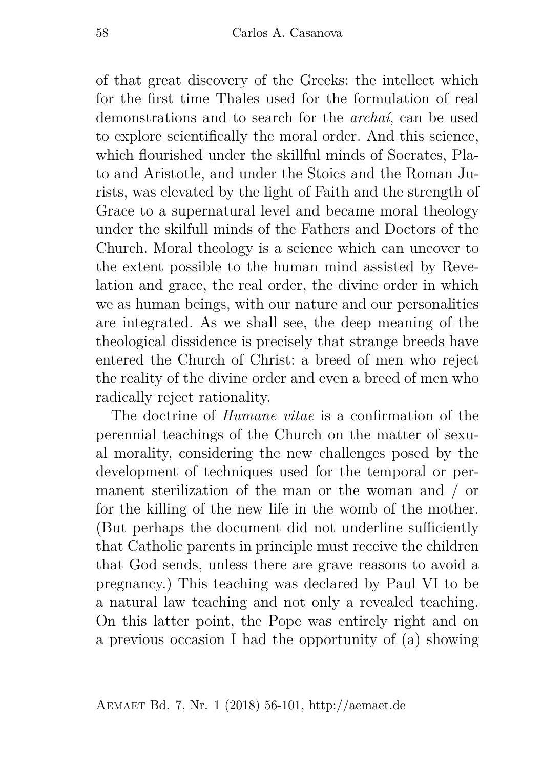of that great discovery of the Greeks: the intellect which for the first time Thales used for the formulation of real demonstrations and to search for the *archaí*, can be used to explore scientifically the moral order. And this science, which flourished under the skillful minds of Socrates, Plato and Aristotle, and under the Stoics and the Roman Jurists, was elevated by the light of Faith and the strength of Grace to a supernatural level and became moral theology under the skilfull minds of the Fathers and Doctors of the Church. Moral theology is a science which can uncover to the extent possible to the human mind assisted by Revelation and grace, the real order, the divine order in which we as human beings, with our nature and our personalities are integrated. As we shall see, the deep meaning of the theological dissidence is precisely that strange breeds have entered the Church of Christ: a breed of men who reject the reality of the divine order and even a breed of men who radically reject rationality.

The doctrine of *Humane vitae* is a confirmation of the perennial teachings of the Church on the matter of sexual morality, considering the new challenges posed by the development of techniques used for the temporal or permanent sterilization of the man or the woman and / or for the killing of the new life in the womb of the mother. (But perhaps the document did not underline sufficiently that Catholic parents in principle must receive the children that God sends, unless there are grave reasons to avoid a pregnancy.) This teaching was declared by Paul VI to be a natural law teaching and not only a revealed teaching. On this latter point, the Pope was entirely right and on a previous occasion I had the opportunity of (a) showing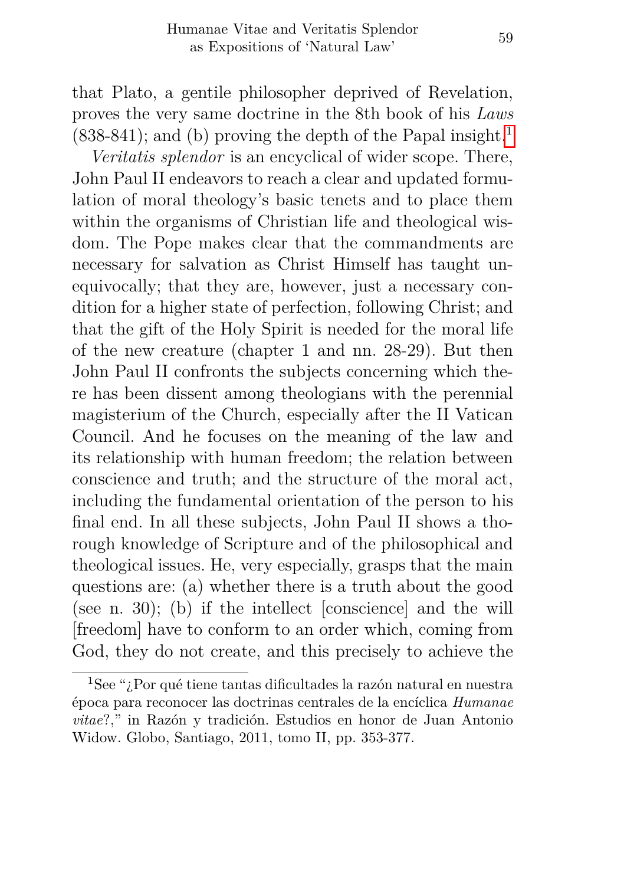that Plato, a gentile philosopher deprived of Revelation, proves the very same doctrine in the 8th book of his *Laws* (838-841); and (b) proving the depth of the Papal insight.[1]

*Veritatis splendor* is an encyclical of wider scope. There, John Paul II endeavors to reach a clear and updated formulation of moral theology's basic tenets and to place them within the organisms of Christian life and theological wisdom. The Pope makes clear that the commandments are necessary for salvation as Christ Himself has taught unequivocally; that they are, however, just a necessary condition for a higher state of perfection, following Christ; and that the gift of the Holy Spirit is needed for the moral life of the new creature (chapter 1 and nn. 28-29). But then John Paul II confronts the subjects concerning which there has been dissent among theologians with the perennial magisterium of the Church, especially after the II Vatican Council. And he focuses on the meaning of the law and its relationship with human freedom; the relation between conscience and truth; and the structure of the moral act, including the fundamental orientation of the person to his final end. In all these subjects, John Paul II shows a thorough knowledge of Scripture and of the philosophical and theological issues. He, very especially, grasps that the main questions are: (a) whether there is a truth about the good (see n. 30); (b) if the intellect [conscience] and the will [freedom] have to conform to an order which, coming from God, they do not create, and this precisely to achieve the

---

[1] See "¿Por qué tiene tantas dificultades la razón natural en nuestra época para reconocer las doctrinas centrales de la encíclica *Humanae vitae*?," in Razón y tradición. Estudios en honor de Juan Antonio Widow. Globo, Santiago, 2011, tomo II, pp. 353-377.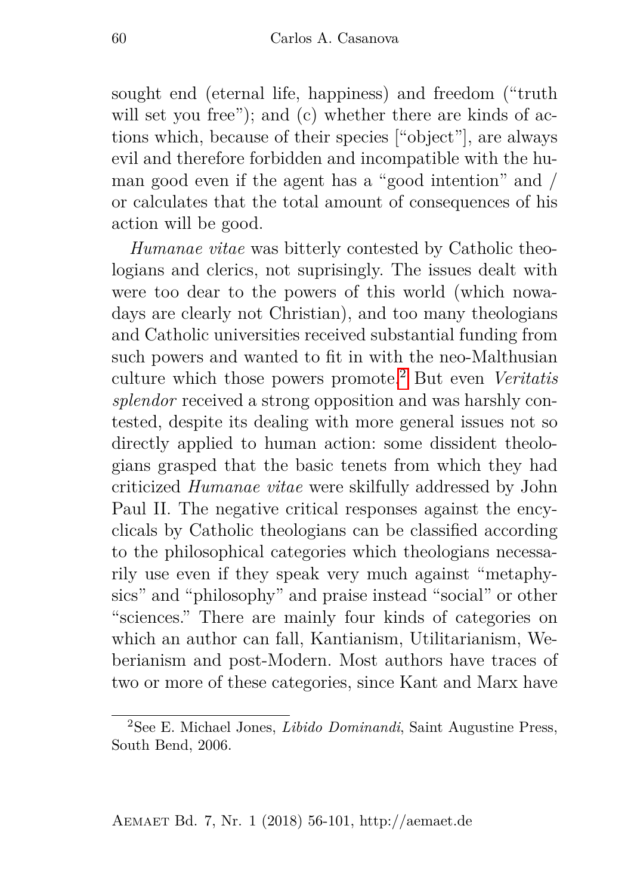sought end (eternal life, happiness) and freedom ("truth will set you free"); and (c) whether there are kinds of actions which, because of their species ["object"], are always evil and therefore forbidden and incompatible with the human good even if the agent has a "good intention" and / or calculates that the total amount of consequences of his action will be good.

*Humanae vitae* was bitterly contested by Catholic theologians and clerics, not suprisingly. The issues dealt with were too dear to the powers of this world (which nowadays are clearly not Christian), and too many theologians and Catholic universities received substantial funding from such powers and wanted to fit in with the neo-Malthusian culture which those powers promote.[2] But even *Veritatis splendor* received a strong opposition and was harshly contested, despite its dealing with more general issues not so directly applied to human action: some dissident theologians grasped that the basic tenets from which they had criticized *Humanae vitae* were skilfully addressed by John Paul II. The negative critical responses against the encyclicals by Catholic theologians can be classified according to the philosophical categories which theologians necessarily use even if they speak very much against "metaphysics" and "philosophy" and praise instead "social" or other "sciences." There are mainly four kinds of categories on which an author can fall, Kantianism, Utilitarianism, Weberianism and post-Modern. Most authors have traces of two or more of these categories, since Kant and Marx have

[2] See E. Michael Jones, *Libido Dominandi*, Saint Augustine Press, South Bend, 2006.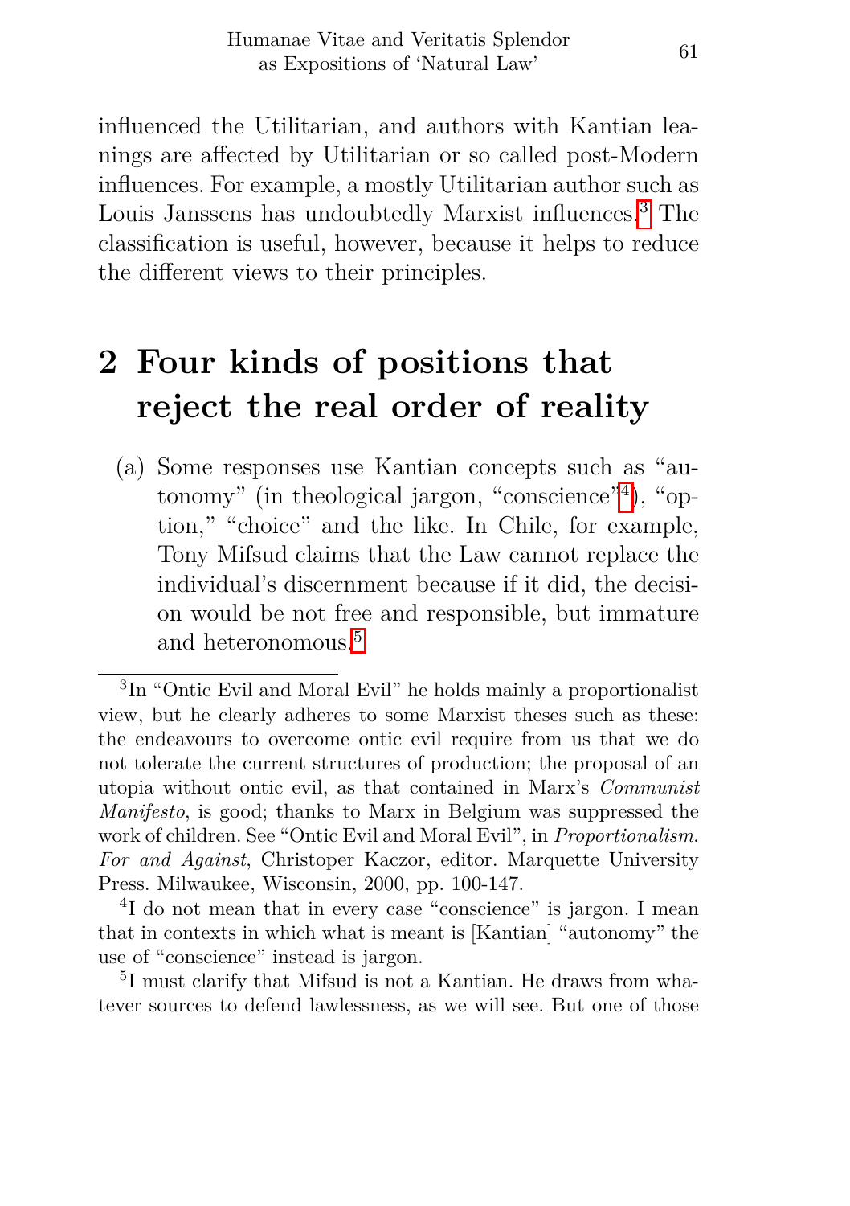influenced the Utilitarian, and authors with Kantian leanings are affected by Utilitarian or so called post-Modern influences. For example, a mostly Utilitarian author such as Louis Janssens has undoubtedly Marxist influences.[3] The classification is useful, however, because it helps to reduce the different views to their principles.

## 2 Four kinds of positions that reject the real order of reality

(a) Some responses use Kantian concepts such as "autonomy" (in theological jargon, "conscience"[4]), "option," "choice" and the like. In Chile, for example, Tony Mifsud claims that the Law cannot replace the individual's discernment because if it did, the decision would be not free and responsible, but immature and heteronomous.[5]

---

[3] In "Ontic Evil and Moral Evil" he holds mainly a proportionalist view, but he clearly adheres to some Marxist theses such as these: the endeavours to overcome ontic evil require from us that we do not tolerate the current structures of production; the proposal of an utopia without ontic evil, as that contained in Marx's *Communist Manifesto*, is good; thanks to Marx in Belgium was suppressed the work of children. See "Ontic Evil and Moral Evil", in *Proportionalism. For and Against*, Christoper Kaczor, editor. Marquette University Press. Milwaukee, Wisconsin, 2000, pp. 100-147.

[4] I do not mean that in every case "conscience" is jargon. I mean that in contexts in which what is meant is [Kantian] "autonomy" the use of "conscience" instead is jargon.

[5] I must clarify that Mifsud is not a Kantian. He draws from whatever sources to defend lawlessness, as we will see. But one of those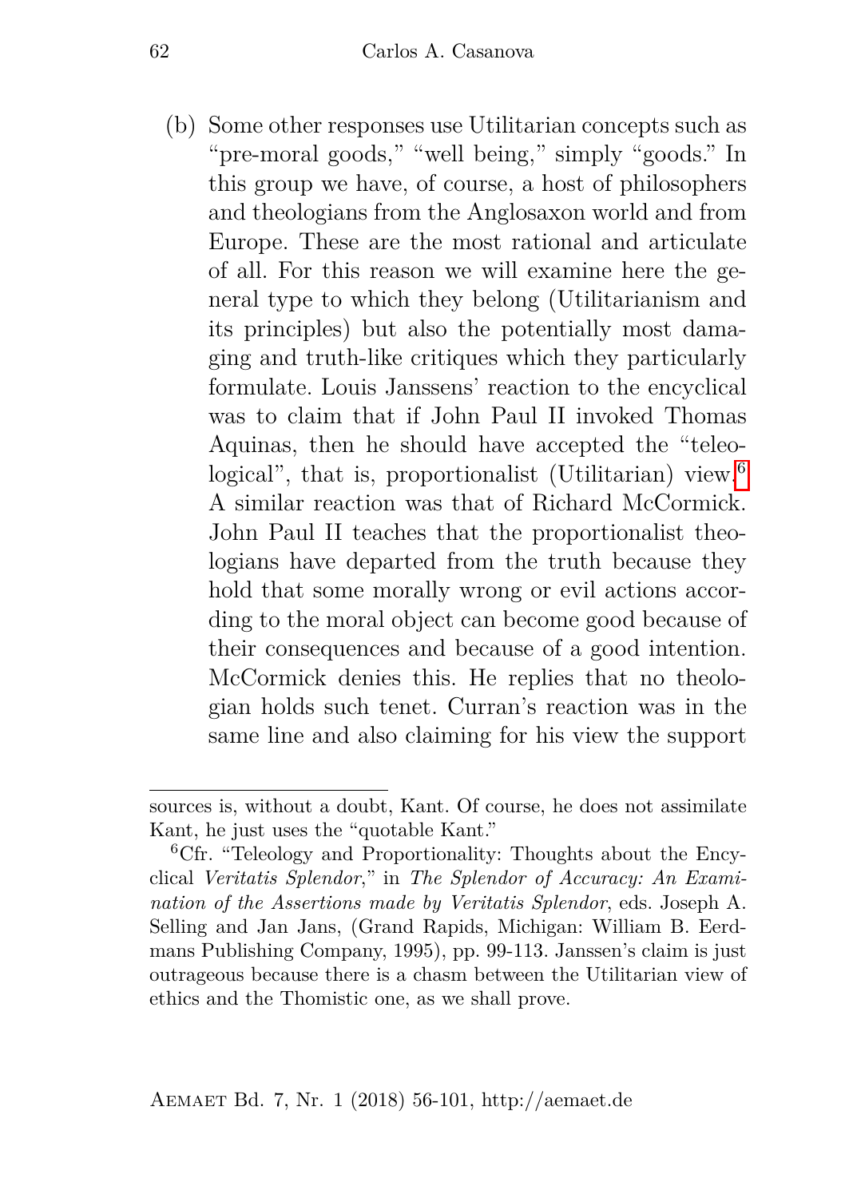(b) Some other responses use Utilitarian concepts such as "pre-moral goods," "well being," simply "goods." In this group we have, of course, a host of philosophers and theologians from the Anglosaxon world and from Europe. These are the most rational and articulate of all. For this reason we will examine here the general type to which they belong (Utilitarianism and its principles) but also the potentially most damaging and truth-like critiques which they particularly formulate. Louis Janssens' reaction to the encyclical was to claim that if John Paul II invoked Thomas Aquinas, then he should have accepted the "teleological", that is, proportionalist (Utilitarian) view.[6] A similar reaction was that of Richard McCormick. John Paul II teaches that the proportionalist theologians have departed from the truth because they hold that some morally wrong or evil actions according to the moral object can become good because of their consequences and because of a good intention. McCormick denies this. He replies that no theologian holds such tenet. Curran's reaction was in the same line and also claiming for his view the support

---

sources is, without a doubt, Kant. Of course, he does not assimilate Kant, he just uses the "quotable Kant."

[6] Cfr. "Teleology and Proportionality: Thoughts about the Encyclical *Veritatis Splendor*," in *The Splendor of Accuracy: An Examination of the Assertions made by Veritatis Splendor*, eds. Joseph A. Selling and Jan Jans, (Grand Rapids, Michigan: William B. Eerdmans Publishing Company, 1995), pp. 99-113. Janssen's claim is just outrageous because there is a chasm between the Utilitarian view of ethics and the Thomistic one, as we shall prove.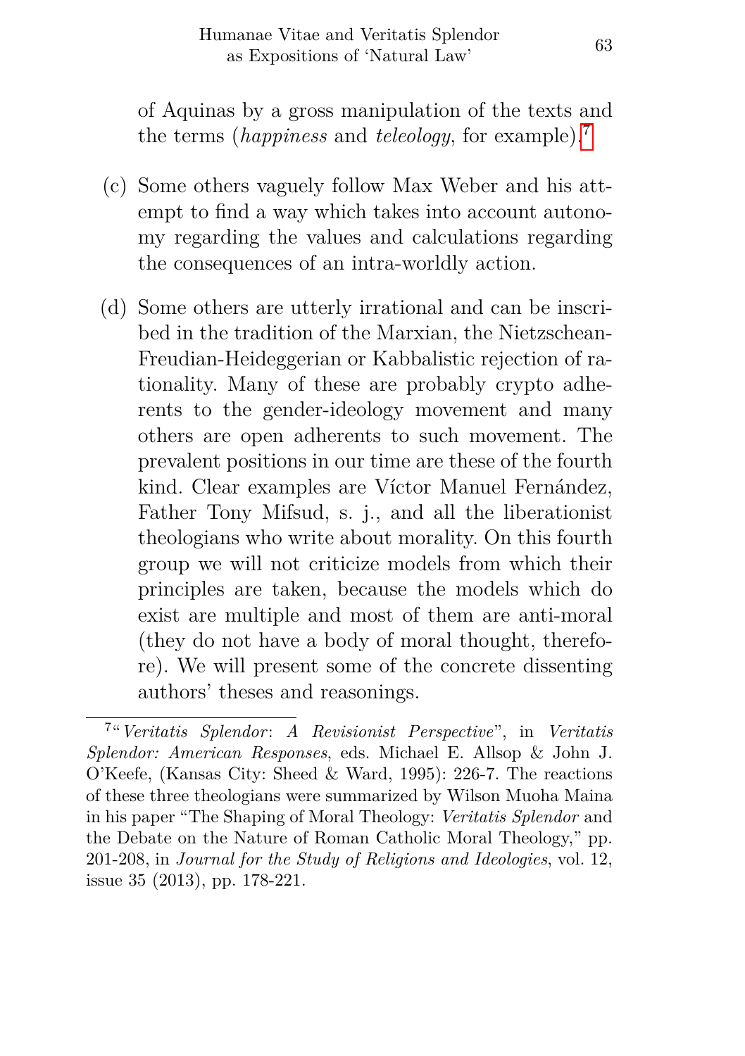of Aquinas by a gross manipulation of the texts and the terms (*happiness* and *teleology*, for example).[7]

(c) Some others vaguely follow Max Weber and his attempt to find a way which takes into account autonomy regarding the values and calculations regarding the consequences of an intra-worldly action.

(d) Some others are utterly irrational and can be inscribed in the tradition of the Marxian, the Nietzschean-Freudian-Heideggerian or Kabbalistic rejection of rationality. Many of these are probably crypto adherents to the gender-ideology movement and many others are open adherents to such movement. The prevalent positions in our time are these of the fourth kind. Clear examples are Víctor Manuel Fernández, Father Tony Mifsud, s. j., and all the liberationist theologians who write about morality. On this fourth group we will not criticize models from which their principles are taken, because the models which do exist are multiple and most of them are anti-moral (they do not have a body of moral thought, therefore). We will present some of the concrete dissenting authors' theses and reasonings.

---

[7] "*Veritatis Splendor*: *A Revisionist Perspective*", in *Veritatis Splendor: American Responses*, eds. Michael E. Allsop & John J. O'Keefe, (Kansas City: Sheed & Ward, 1995): 226-7. The reactions of these three theologians were summarized by Wilson Muoha Maina in his paper "The Shaping of Moral Theology: *Veritatis Splendor* and the Debate on the Nature of Roman Catholic Moral Theology," pp. 201-208, in *Journal for the Study of Religions and Ideologies*, vol. 12, issue 35 (2013), pp. 178-221.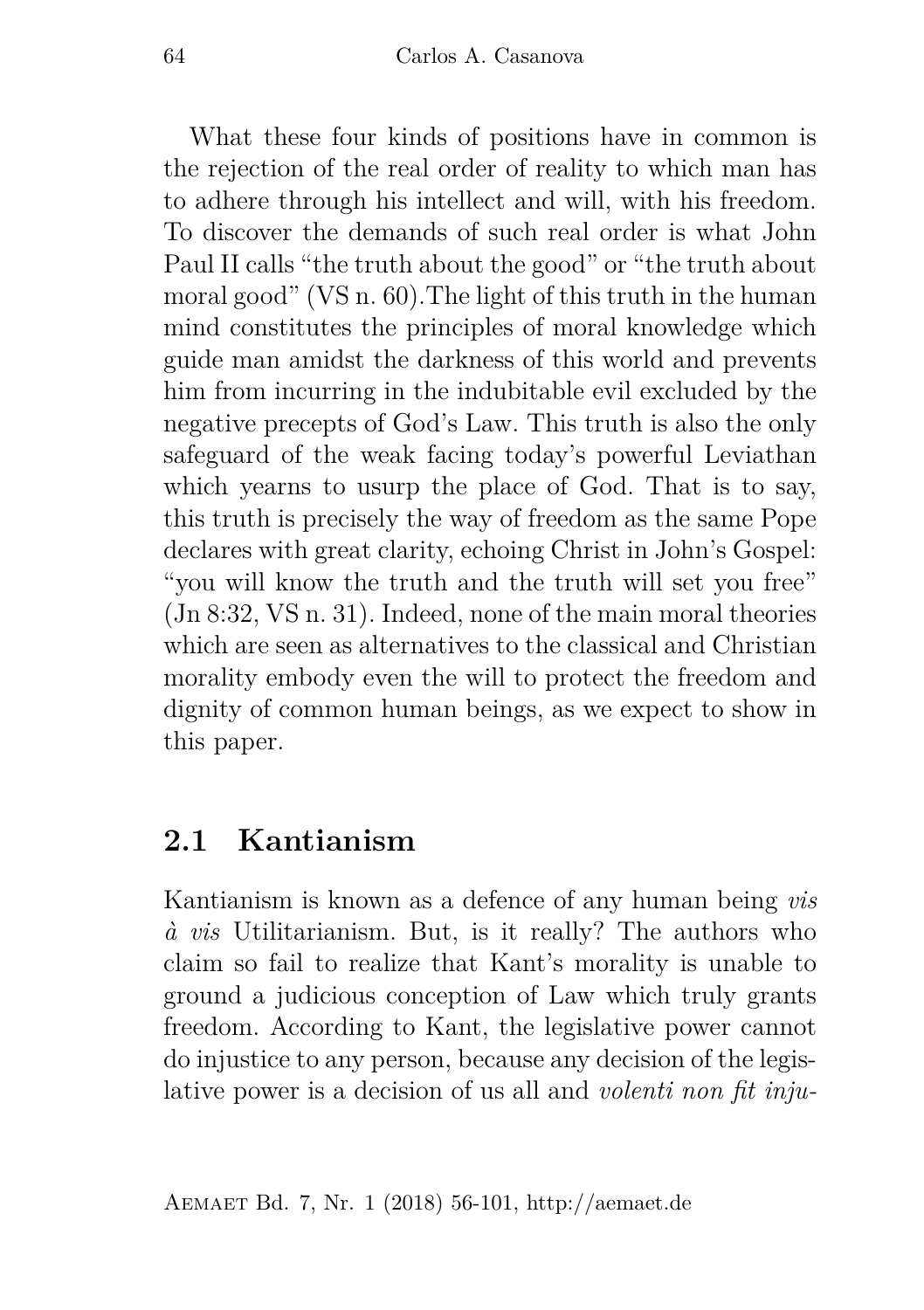What these four kinds of positions have in common is the rejection of the real order of reality to which man has to adhere through his intellect and will, with his freedom. To discover the demands of such real order is what John Paul II calls "the truth about the good" or "the truth about moral good" (VS n. 60).The light of this truth in the human mind constitutes the principles of moral knowledge which guide man amidst the darkness of this world and prevents him from incurring in the indubitable evil excluded by the negative precepts of God's Law. This truth is also the only safeguard of the weak facing today's powerful Leviathan which yearns to usurp the place of God. That is to say, this truth is precisely the way of freedom as the same Pope declares with great clarity, echoing Christ in John's Gospel: "you will know the truth and the truth will set you free" (Jn 8:32, VS n. 31). Indeed, none of the main moral theories which are seen as alternatives to the classical and Christian morality embody even the will to protect the freedom and dignity of common human beings, as we expect to show in this paper.

## 2.1 Kantianism

Kantianism is known as a defence of any human being *vis à vis* Utilitarianism. But, is it really? The authors who claim so fail to realize that Kant's morality is unable to ground a judicious conception of Law which truly grants freedom. According to Kant, the legislative power cannot do injustice to any person, because any decision of the legislative power is a decision of us all and *volenti non fit inju-*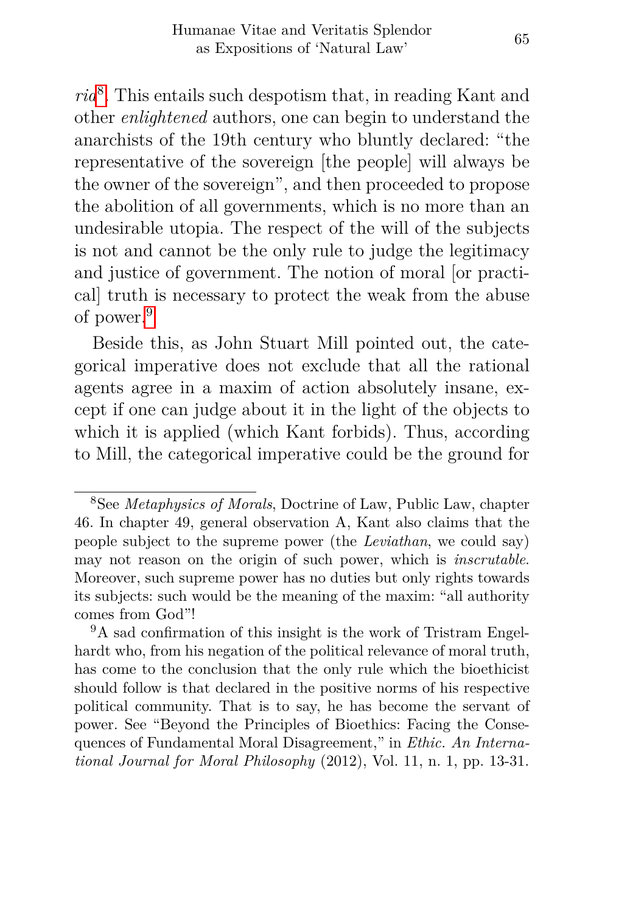*rio*[8]. This entails such despotism that, in reading Kant and other *enlightened* authors, one can begin to understand the anarchists of the 19th century who bluntly declared: "the representative of the sovereign [the people] will always be the owner of the sovereign", and then proceeded to propose the abolition of all governments, which is no more than an undesirable utopia. The respect of the will of the subjects is not and cannot be the only rule to judge the legitimacy and justice of government. The notion of moral [or practical] truth is necessary to protect the weak from the abuse of power.[9]

Beside this, as John Stuart Mill pointed out, the categorical imperative does not exclude that all the rational agents agree in a maxim of action absolutely insane, except if one can judge about it in the light of the objects to which it is applied (which Kant forbids). Thus, according to Mill, the categorical imperative could be the ground for

---

[8] See *Metaphysics of Morals*, Doctrine of Law, Public Law, chapter 46. In chapter 49, general observation A, Kant also claims that the people subject to the supreme power (the *Leviathan*, we could say) may not reason on the origin of such power, which is *inscrutable*. Moreover, such supreme power has no duties but only rights towards its subjects: such would be the meaning of the maxim: "all authority comes from God"!

[9] A sad confirmation of this insight is the work of Tristram Engelhardt who, from his negation of the political relevance of moral truth, has come to the conclusion that the only rule which the bioethicist should follow is that declared in the positive norms of his respective political community. That is to say, he has become the servant of power. See "Beyond the Principles of Bioethics: Facing the Consequences of Fundamental Moral Disagreement," in *Ethic. An International Journal for Moral Philosophy* (2012), Vol. 11, n. 1, pp. 13-31.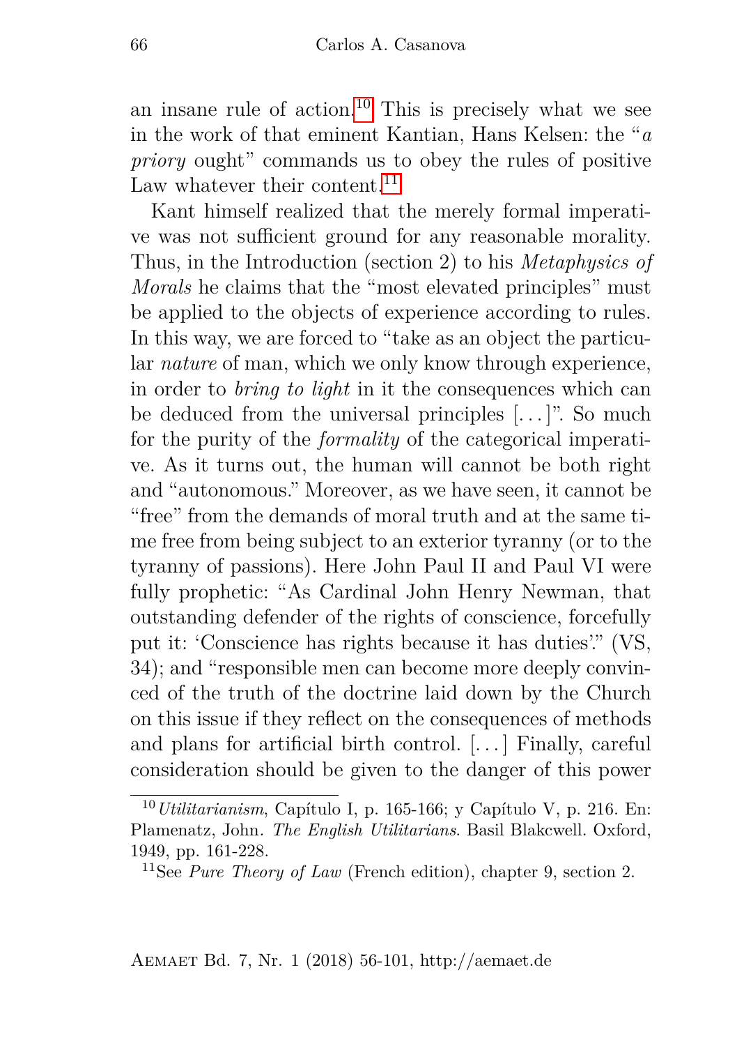an insane rule of action.[10] This is precisely what we see in the work of that eminent Kantian, Hans Kelsen: the "*a priory* ought" commands us to obey the rules of positive Law whatever their content.[11]

Kant himself realized that the merely formal imperative was not sufficient ground for any reasonable morality. Thus, in the Introduction (section 2) to his *Metaphysics of Morals* he claims that the "most elevated principles" must be applied to the objects of experience according to rules. In this way, we are forced to "take as an object the particular *nature* of man, which we only know through experience, in order to *bring to light* in it the consequences which can be deduced from the universal principles [...]". So much for the purity of the *formality* of the categorical imperative. As it turns out, the human will cannot be both right and "autonomous." Moreover, as we have seen, it cannot be "free" from the demands of moral truth and at the same time free from being subject to an exterior tyranny (or to the tyranny of passions). Here John Paul II and Paul VI were fully prophetic: "As Cardinal John Henry Newman, that outstanding defender of the rights of conscience, forcefully put it: 'Conscience has rights because it has duties'." (VS, 34); and "responsible men can become more deeply convinced of the truth of the doctrine laid down by the Church on this issue if they reflect on the consequences of methods and plans for artificial birth control. [...] Finally, careful consideration should be given to the danger of this power

---

[10] *Utilitarianism*, Capítulo I, p. 165-166; y Capítulo V, p. 216. En: Plamenatz, John. *The English Utilitarians*. Basil Blakcwell. Oxford, 1949, pp. 161-228.

[11] See *Pure Theory of Law* (French edition), chapter 9, section 2.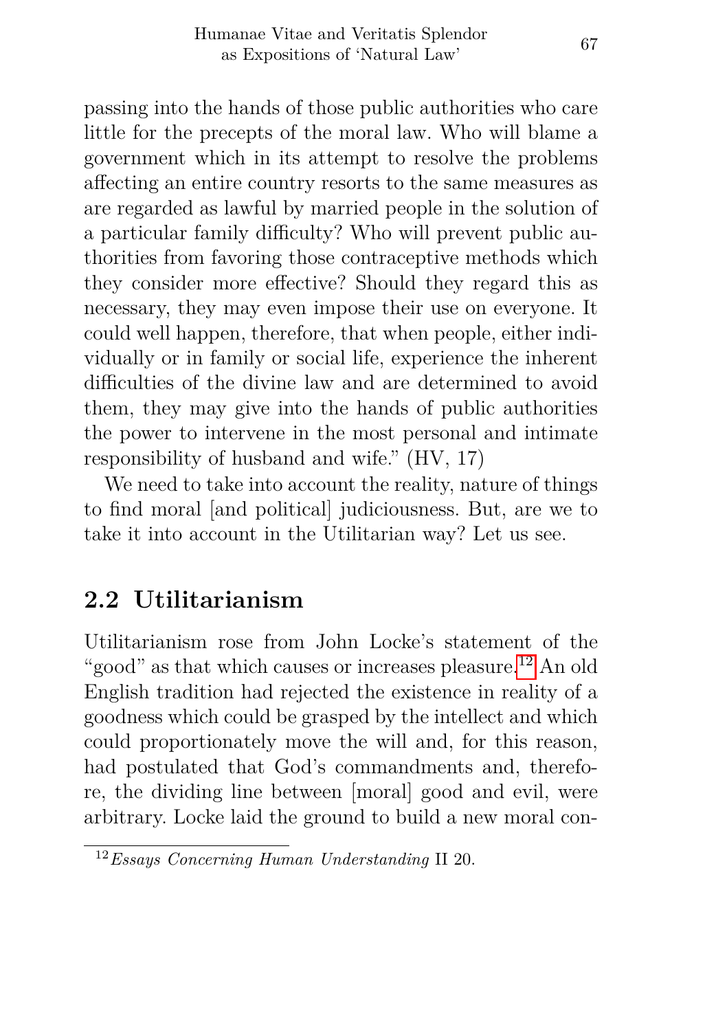passing into the hands of those public authorities who care little for the precepts of the moral law. Who will blame a government which in its attempt to resolve the problems affecting an entire country resorts to the same measures as are regarded as lawful by married people in the solution of a particular family difficulty? Who will prevent public authorities from favoring those contraceptive methods which they consider more effective? Should they regard this as necessary, they may even impose their use on everyone. It could well happen, therefore, that when people, either individually or in family or social life, experience the inherent difficulties of the divine law and are determined to avoid them, they may give into the hands of public authorities the power to intervene in the most personal and intimate responsibility of husband and wife." (HV, 17)

We need to take into account the reality, nature of things to find moral [and political] judiciousness. But, are we to take it into account in the Utilitarian way? Let us see.

## 2.2 Utilitarianism

Utilitarianism rose from John Locke's statement of the "good" as that which causes or increases pleasure.[12] An old English tradition had rejected the existence in reality of a goodness which could be grasped by the intellect and which could proportionately move the will and, for this reason, had postulated that God's commandments and, therefore, the dividing line between [moral] good and evil, were arbitrary. Locke laid the ground to build a new moral con-

[12] *Essays Concerning Human Understanding* II 20.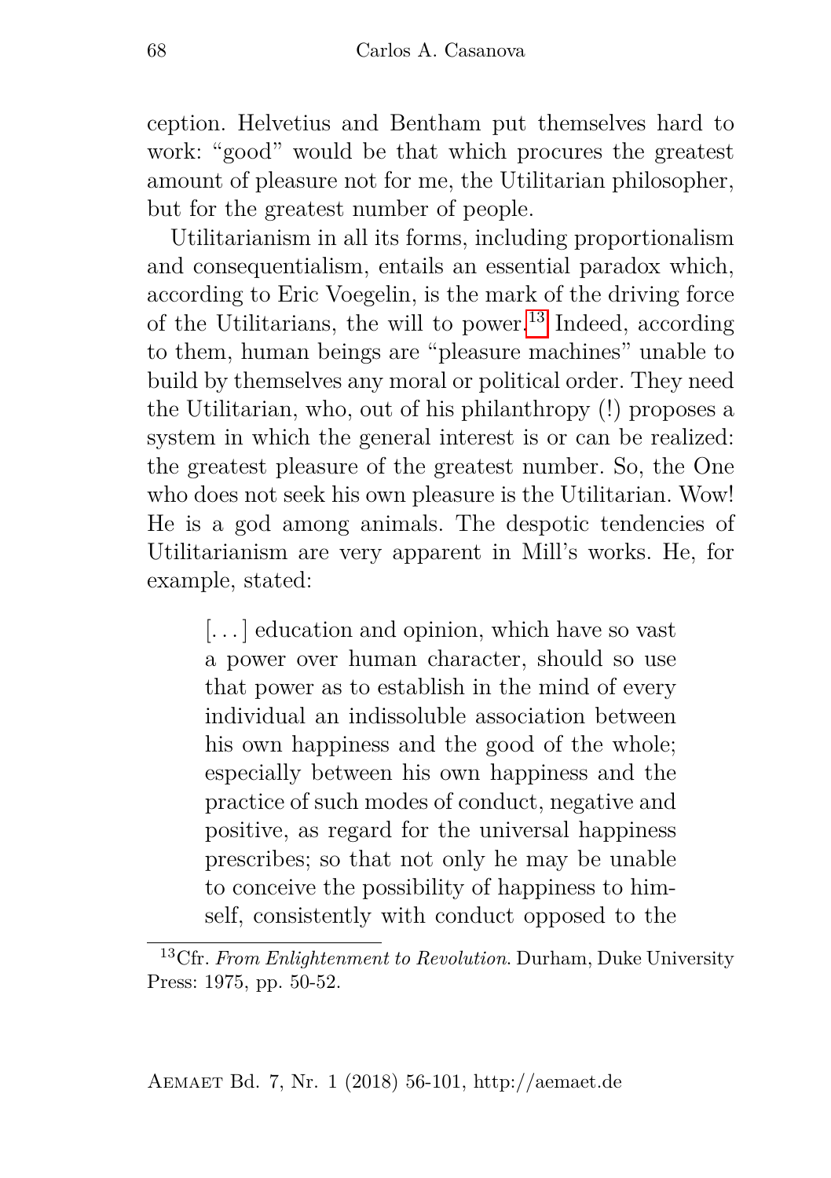ception. Helvetius and Bentham put themselves hard to work: "good" would be that which procures the greatest amount of pleasure not for me, the Utilitarian philosopher, but for the greatest number of people.

Utilitarianism in all its forms, including proportionalism and consequentialism, entails an essential paradox which, according to Eric Voegelin, is the mark of the driving force of the Utilitarians, the will to power.[13] Indeed, according to them, human beings are "pleasure machines" unable to build by themselves any moral or political order. They need the Utilitarian, who, out of his philanthropy (!) proposes a system in which the general interest is or can be realized: the greatest pleasure of the greatest number. So, the One who does not seek his own pleasure is the Utilitarian. Wow! He is a god among animals. The despotic tendencies of Utilitarianism are very apparent in Mill's works. He, for example, stated:

> [. . . ] education and opinion, which have so vast a power over human character, should so use that power as to establish in the mind of every individual an indissoluble association between his own happiness and the good of the whole; especially between his own happiness and the practice of such modes of conduct, negative and positive, as regard for the universal happiness prescribes; so that not only he may be unable to conceive the possibility of happiness to himself, consistently with conduct opposed to the

[13] Cfr. *From Enlightenment to Revolution*. Durham, Duke University Press: 1975, pp. 50-52.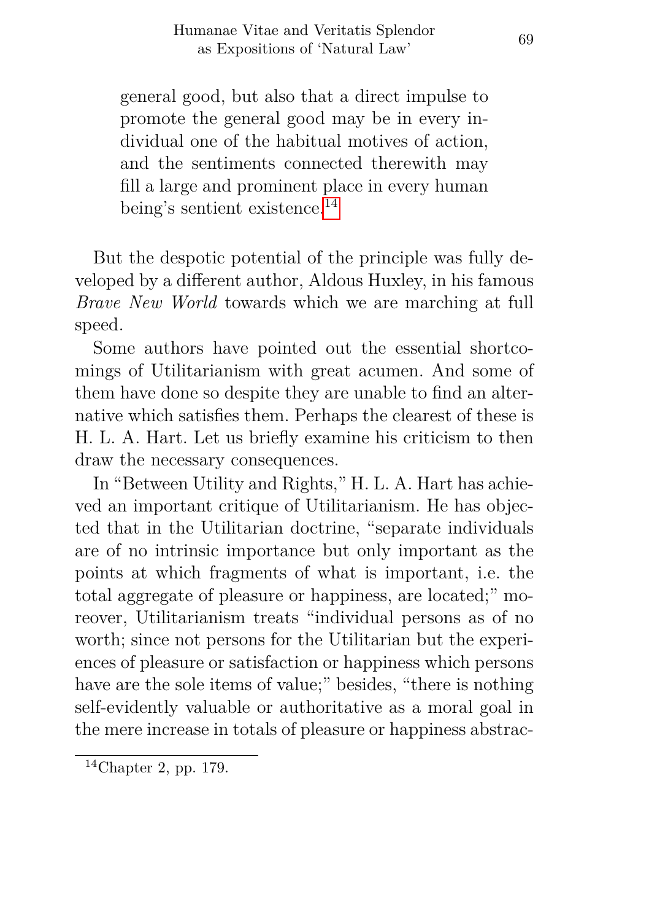> general good, but also that a direct impulse to promote the general good may be in every individual one of the habitual motives of action, and the sentiments connected therewith may fill a large and prominent place in every human being's sentient existence.[14]

But the despotic potential of the principle was fully developed by a different author, Aldous Huxley, in his famous *Brave New World* towards which we are marching at full speed.

Some authors have pointed out the essential shortcomings of Utilitarianism with great acumen. And some of them have done so despite they are unable to find an alternative which satisfies them. Perhaps the clearest of these is H. L. A. Hart. Let us briefly examine his criticism to then draw the necessary consequences.

In "Between Utility and Rights," H. L. A. Hart has achieved an important critique of Utilitarianism. He has objected that in the Utilitarian doctrine, "separate individuals are of no intrinsic importance but only important as the points at which fragments of what is important, i.e. the total aggregate of pleasure or happiness, are located;" moreover, Utilitarianism treats "individual persons as of no worth; since not persons for the Utilitarian but the experiences of pleasure or satisfaction or happiness which persons have are the sole items of value;" besides, "there is nothing self-evidently valuable or authoritative as a moral goal in the mere increase in totals of pleasure or happiness abstrac-

[14] Chapter 2, pp. 179.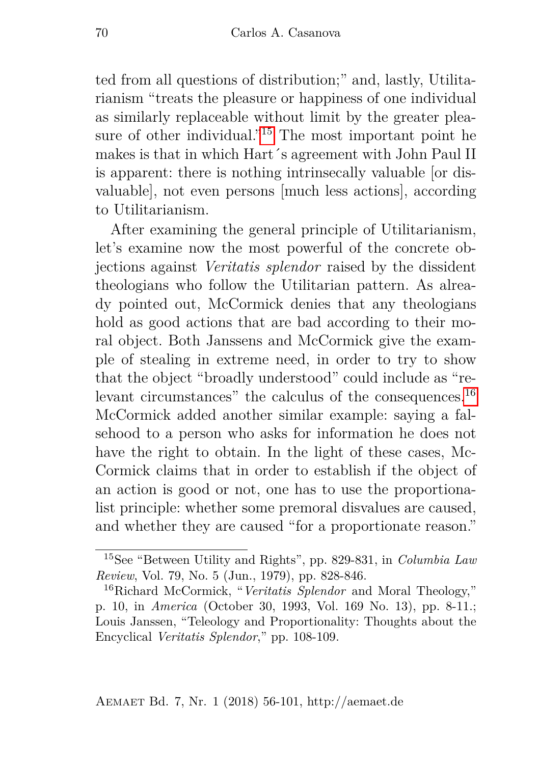ted from all questions of distribution;" and, lastly, Utilitarianism "treats the pleasure or happiness of one individual as similarly replaceable without limit by the greater pleasure of other individual."[15] The most important point he makes is that in which Hart´s agreement with John Paul II is apparent: there is nothing intrinsecally valuable [or disvaluable], not even persons [much less actions], according to Utilitarianism.

After examining the general principle of Utilitarianism, let's examine now the most powerful of the concrete objections against *Veritatis splendor* raised by the dissident theologians who follow the Utilitarian pattern. As already pointed out, McCormick denies that any theologians hold as good actions that are bad according to their moral object. Both Janssens and McCormick give the example of stealing in extreme need, in order to try to show that the object "broadly understood" could include as "relevant circumstances" the calculus of the consequences.[16] McCormick added another similar example: saying a falsehood to a person who asks for information he does not have the right to obtain. In the light of these cases, McCormick claims that in order to establish if the object of an action is good or not, one has to use the proportionalist principle: whether some premoral disvalues are caused, and whether they are caused "for a proportionate reason."

---

[15] See "Between Utility and Rights", pp. 829-831, in *Columbia Law Review*, Vol. 79, No. 5 (Jun., 1979), pp. 828-846.

[16] Richard McCormick, "*Veritatis Splendor* and Moral Theology," p. 10, in *America* (October 30, 1993, Vol. 169 No. 13), pp. 8-11.; Louis Janssen, "Teleology and Proportionality: Thoughts about the Encyclical *Veritatis Splendor*," pp. 108-109.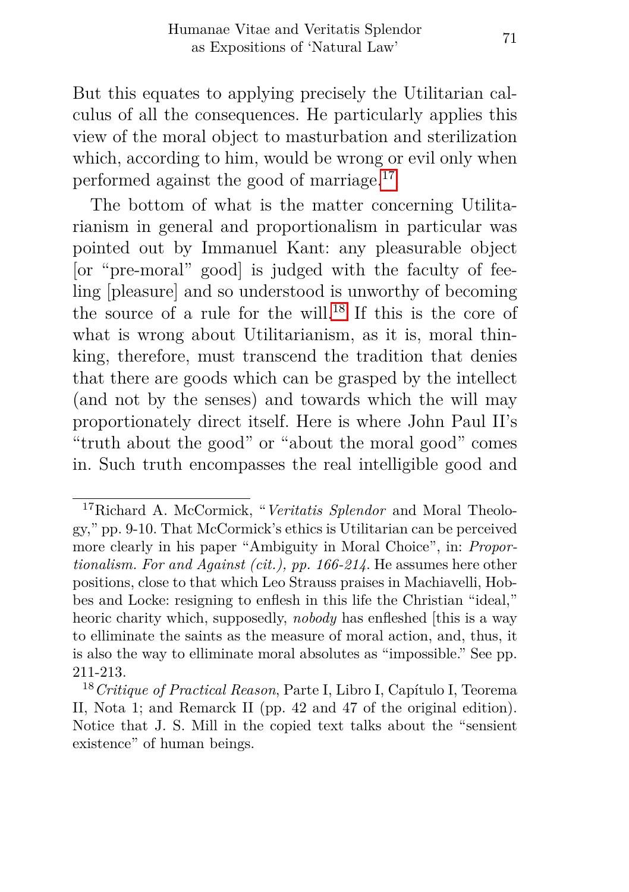But this equates to applying precisely the Utilitarian calculus of all the consequences. He particularly applies this view of the moral object to masturbation and sterilization which, according to him, would be wrong or evil only when performed against the good of marriage.[17]

The bottom of what is the matter concerning Utilitarianism in general and proportionalism in particular was pointed out by Immanuel Kant: any pleasurable object [or "pre-moral" good] is judged with the faculty of feeling [pleasure] and so understood is unworthy of becoming the source of a rule for the will.[18] If this is the core of what is wrong about Utilitarianism, as it is, moral thinking, therefore, must transcend the tradition that denies that there are goods which can be grasped by the intellect (and not by the senses) and towards which the will may proportionately direct itself. Here is where John Paul II's "truth about the good" or "about the moral good" comes in. Such truth encompasses the real intelligible good and

---

[17] Richard A. McCormick, "*Veritatis Splendor* and Moral Theology," pp. 9-10. That McCormick's ethics is Utilitarian can be perceived more clearly in his paper "Ambiguity in Moral Choice", in: *Proportionalism. For and Against (cit.), pp. 166-214.* He assumes here other positions, close to that which Leo Strauss praises in Machiavelli, Hobbes and Locke: resigning to enflesh in this life the Christian "ideal," heoric charity which, supposedly, *nobody* has enfleshed [this is a way to elliminate the saints as the measure of moral action, and, thus, it is also the way to elliminate moral absolutes as "impossible." See pp. 211-213.

[18] *Critique of Practical Reason*, Parte I, Libro I, Capítulo I, Teorema II, Nota 1; and Remarck II (pp. 42 and 47 of the original edition). Notice that J. S. Mill in the copied text talks about the "sensient existence" of human beings.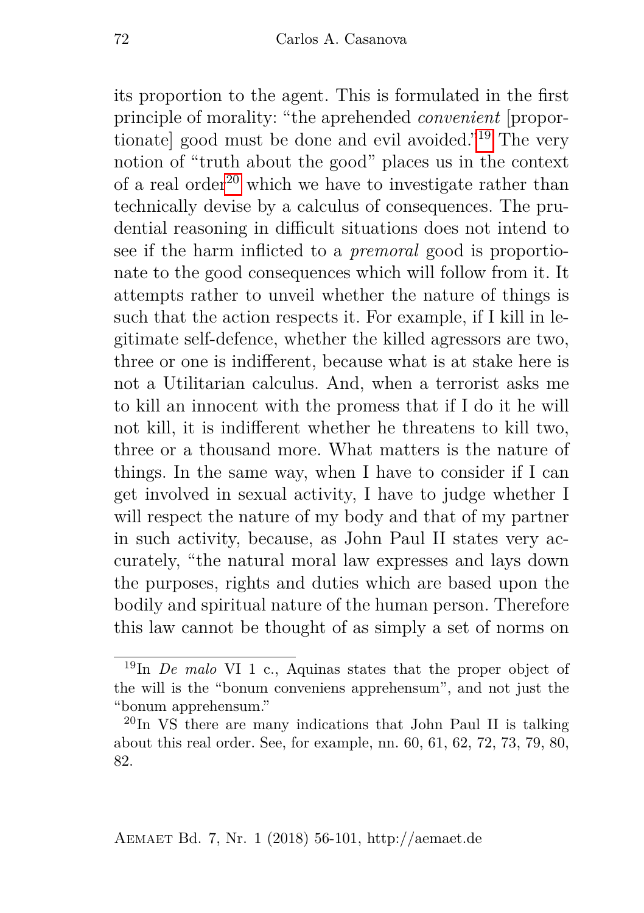its proportion to the agent. This is formulated in the first principle of morality: "the aprehended *convenient* [proportionate] good must be done and evil avoided."[19] The very notion of "truth about the good" places us in the context of a real order[20] which we have to investigate rather than technically devise by a calculus of consequences. The prudential reasoning in difficult situations does not intend to see if the harm inflicted to a *premoral* good is proportionate to the good consequences which will follow from it. It attempts rather to unveil whether the nature of things is such that the action respects it. For example, if I kill in legitimate self-defence, whether the killed agressors are two, three or one is indifferent, because what is at stake here is not a Utilitarian calculus. And, when a terrorist asks me to kill an innocent with the promess that if I do it he will not kill, it is indifferent whether he threatens to kill two, three or a thousand more. What matters is the nature of things. In the same way, when I have to consider if I can get involved in sexual activity, I have to judge whether I will respect the nature of my body and that of my partner in such activity, because, as John Paul II states very accurately, "the natural moral law expresses and lays down the purposes, rights and duties which are based upon the bodily and spiritual nature of the human person. Therefore this law cannot be thought of as simply a set of norms on

---

[19] In *De malo* VI 1 c., Aquinas states that the proper object of the will is the "bonum conveniens apprehensum", and not just the "bonum apprehensum."

[20] In VS there are many indications that John Paul II is talking about this real order. See, for example, nn. 60, 61, 62, 72, 73, 79, 80, 82.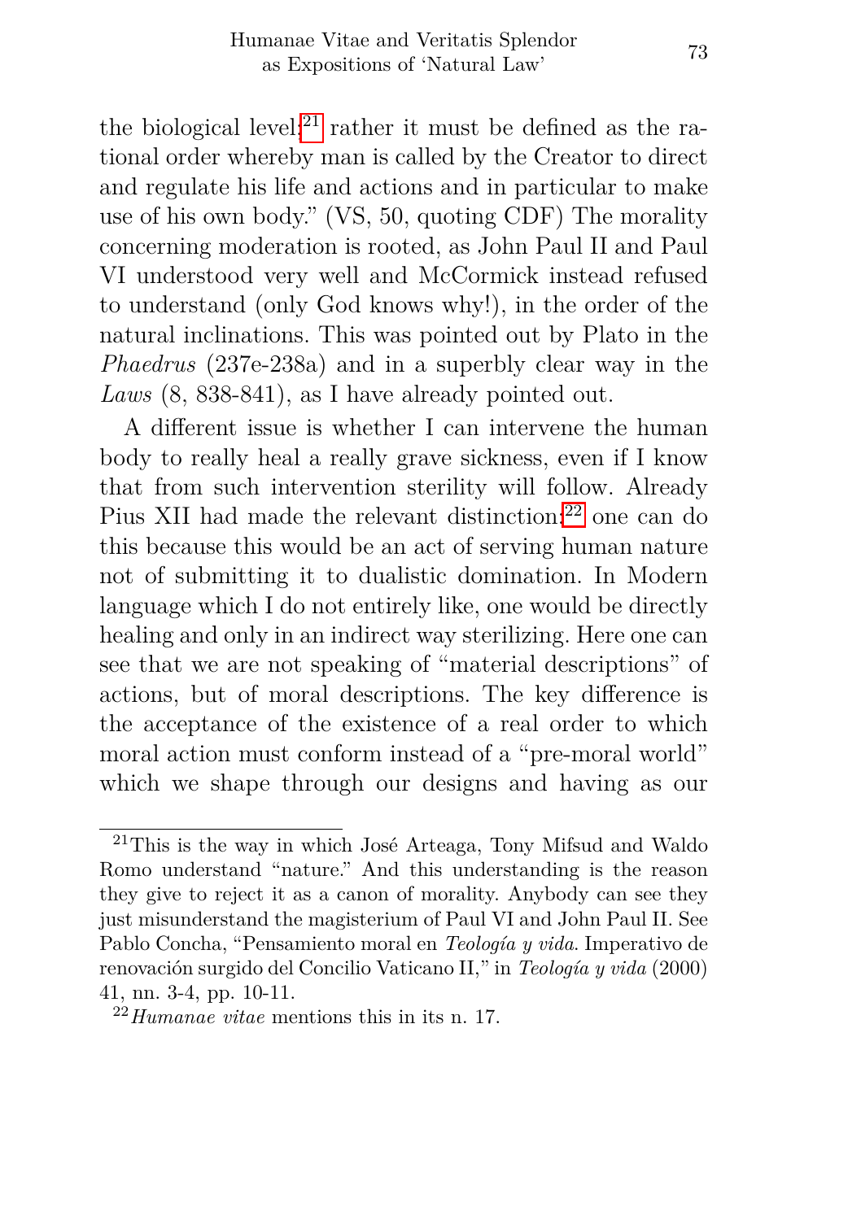the biological level;[21] rather it must be defined as the rational order whereby man is called by the Creator to direct and regulate his life and actions and in particular to make use of his own body." (VS, 50, quoting CDF) The morality concerning moderation is rooted, as John Paul II and Paul VI understood very well and McCormick instead refused to understand (only God knows why!), in the order of the natural inclinations. This was pointed out by Plato in the *Phaedrus* (237e-238a) and in a superbly clear way in the *Laws* (8, 838-841), as I have already pointed out.

A different issue is whether I can intervene the human body to really heal a really grave sickness, even if I know that from such intervention sterility will follow. Already Pius XII had made the relevant distinction:[22] one can do this because this would be an act of serving human nature not of submitting it to dualistic domination. In Modern language which I do not entirely like, one would be directly healing and only in an indirect way sterilizing. Here one can see that we are not speaking of "material descriptions" of actions, but of moral descriptions. The key difference is the acceptance of the existence of a real order to which moral action must conform instead of a "pre-moral world" which we shape through our designs and having as our

---

[21] This is the way in which José Arteaga, Tony Mifsud and Waldo Romo understand "nature." And this understanding is the reason they give to reject it as a canon of morality. Anybody can see they just misunderstand the magisterium of Paul VI and John Paul II. See Pablo Concha, "Pensamiento moral en *Teología y vida*. Imperativo de renovación surgido del Concilio Vaticano II," in *Teología y vida* (2000) 41, nn. 3-4, pp. 10-11.

[22] *Humanae vitae* mentions this in its n. 17.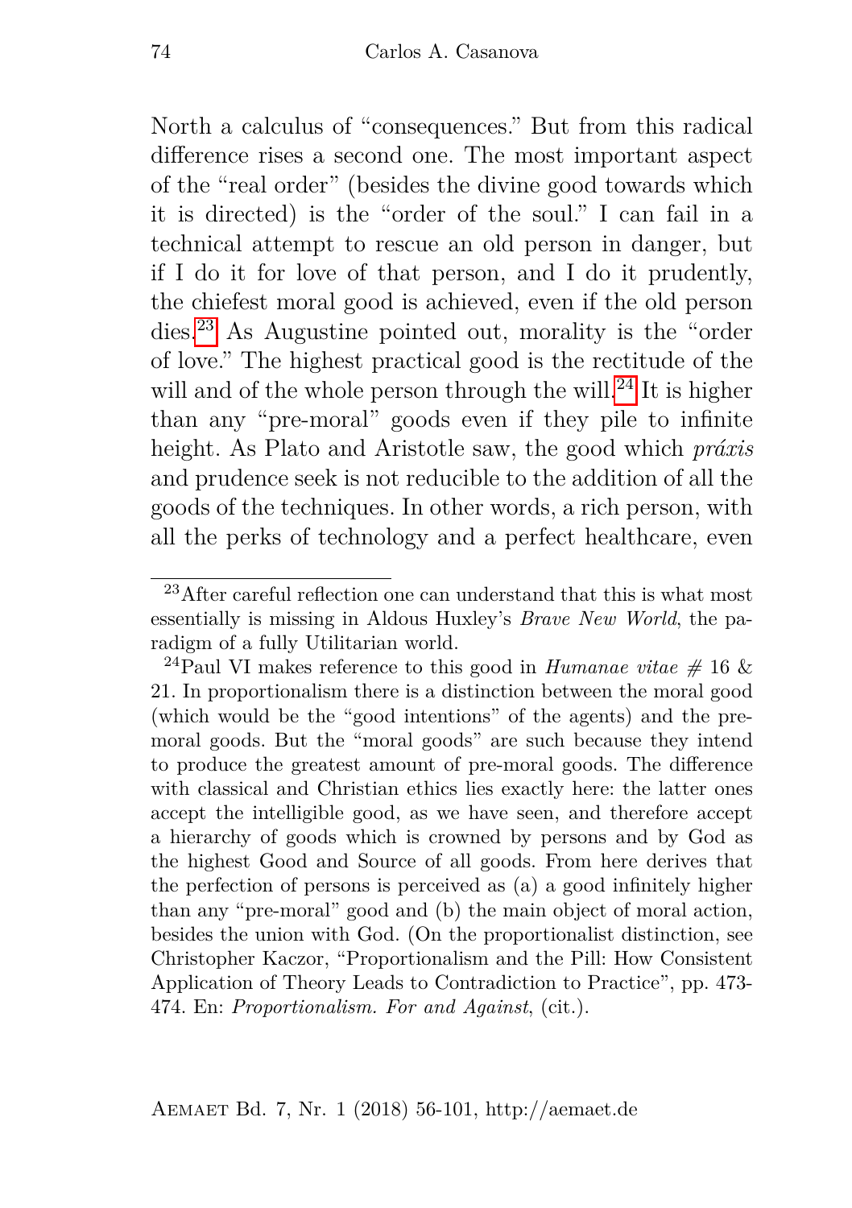North a calculus of "consequences." But from this radical difference rises a second one. The most important aspect of the "real order" (besides the divine good towards which it is directed) is the "order of the soul." I can fail in a technical attempt to rescue an old person in danger, but if I do it for love of that person, and I do it prudently, the chiefest moral good is achieved, even if the old person dies.[23] As Augustine pointed out, morality is the "order of love." The highest practical good is the rectitude of the will and of the whole person through the will.[24] It is higher than any "pre-moral" goods even if they pile to infinite height. As Plato and Aristotle saw, the good which *práxis* and prudence seek is not reducible to the addition of all the goods of the techniques. In other words, a rich person, with all the perks of technology and a perfect healthcare, even

---

[23]After careful reflection one can understand that this is what most essentially is missing in Aldous Huxley's *Brave New World*, the paradigm of a fully Utilitarian world.

[24]Paul VI makes reference to this good in *Humanae vitae* # 16 & 21. In proportionalism there is a distinction between the moral good (which would be the "good intentions" of the agents) and the pre-moral goods. But the "moral goods" are such because they intend to produce the greatest amount of pre-moral goods. The difference with classical and Christian ethics lies exactly here: the latter ones accept the intelligible good, as we have seen, and therefore accept a hierarchy of goods which is crowned by persons and by God as the highest Good and Source of all goods. From here derives that the perfection of persons is perceived as (a) a good infinitely higher than any "pre-moral" good and (b) the main object of moral action, besides the union with God. (On the proportionalist distinction, see Christopher Kaczor, "Proportionalism and the Pill: How Consistent Application of Theory Leads to Contradiction to Practice", pp. 473-474. En: *Proportionalism. For and Against*, (cit.).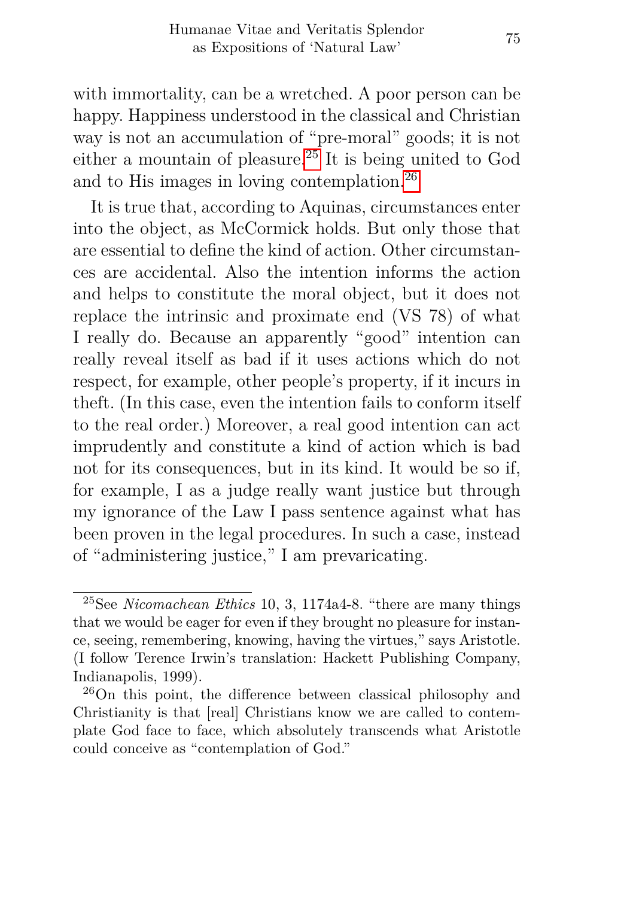with immortality, can be a wretched. A poor person can be happy. Happiness understood in the classical and Christian way is not an accumulation of "pre-moral" goods; it is not either a mountain of pleasure.[25] It is being united to God and to His images in loving contemplation.[26]

It is true that, according to Aquinas, circumstances enter into the object, as McCormick holds. But only those that are essential to define the kind of action. Other circumstances are accidental. Also the intention informs the action and helps to constitute the moral object, but it does not replace the intrinsic and proximate end (VS 78) of what I really do. Because an apparently "good" intention can really reveal itself as bad if it uses actions which do not respect, for example, other people's property, if it incurs in theft. (In this case, even the intention fails to conform itself to the real order.) Moreover, a real good intention can act imprudently and constitute a kind of action which is bad not for its consequences, but in its kind. It would be so if, for example, I as a judge really want justice but through my ignorance of the Law I pass sentence against what has been proven in the legal procedures. In such a case, instead of "administering justice," I am prevaricating.

---

[25] See *Nicomachean Ethics* 10, 3, 1174a4-8. "there are many things that we would be eager for even if they brought no pleasure for instance, seeing, remembering, knowing, having the virtues," says Aristotle. (I follow Terence Irwin's translation: Hackett Publishing Company, Indianapolis, 1999).

[26] On this point, the difference between classical philosophy and Christianity is that [real] Christians know we are called to contemplate God face to face, which absolutely transcends what Aristotle could conceive as "contemplation of God."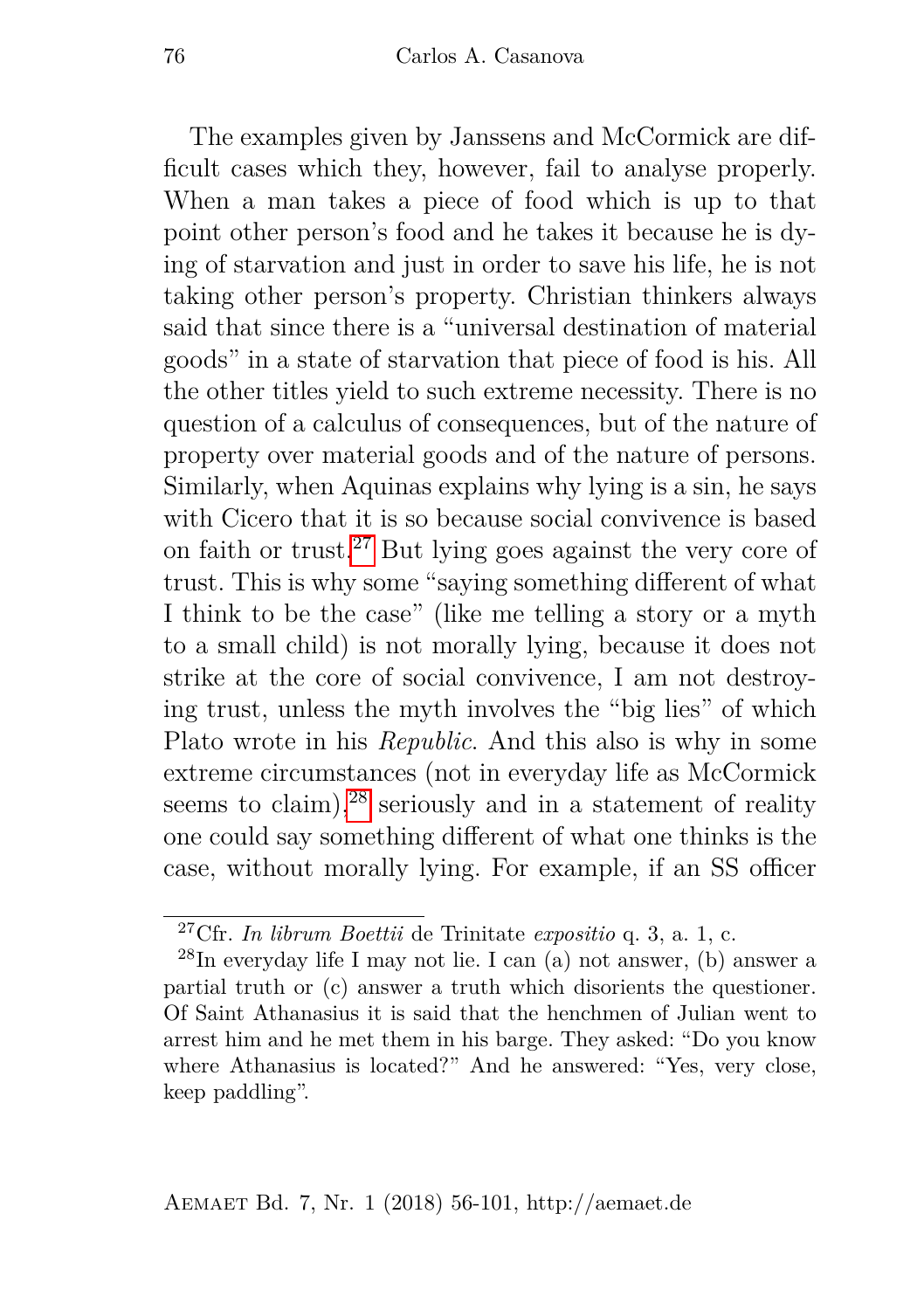The examples given by Janssens and McCormick are difficult cases which they, however, fail to analyse properly. When a man takes a piece of food which is up to that point other person's food and he takes it because he is dying of starvation and just in order to save his life, he is not taking other person's property. Christian thinkers always said that since there is a "universal destination of material goods" in a state of starvation that piece of food is his. All the other titles yield to such extreme necessity. There is no question of a calculus of consequences, but of the nature of property over material goods and of the nature of persons. Similarly, when Aquinas explains why lying is a sin, he says with Cicero that it is so because social convivence is based on faith or trust.[27] But lying goes against the very core of trust. This is why some "saying something different of what I think to be the case" (like me telling a story or a myth to a small child) is not morally lying, because it does not strike at the core of social convivence, I am not destroying trust, unless the myth involves the "big lies" of which Plato wrote in his *Republic*. And this also is why in some extreme circumstances (not in everyday life as McCormick seems to claim),[28] seriously and in a statement of reality one could say something different of what one thinks is the case, without morally lying. For example, if an SS officer

---

[27] Cfr. *In librum Boettii* de Trinitate *expositio* q. 3, a. 1, c.

[28] In everyday life I may not lie. I can (a) not answer, (b) answer a partial truth or (c) answer a truth which disorients the questioner. Of Saint Athanasius it is said that the henchmen of Julian went to arrest him and he met them in his barge. They asked: "Do you know where Athanasius is located?" And he answered: "Yes, very close, keep paddling".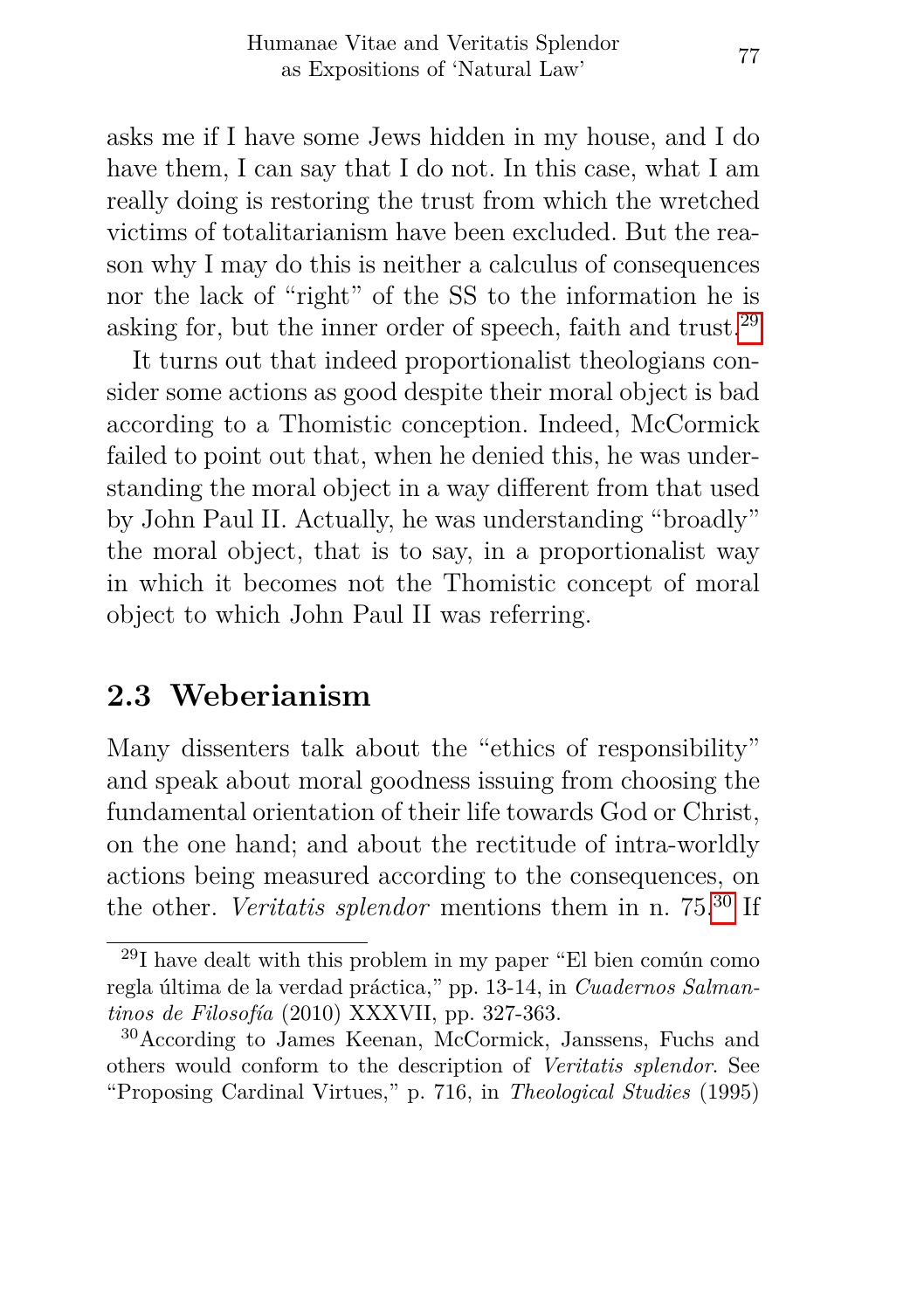asks me if I have some Jews hidden in my house, and I do have them, I can say that I do not. In this case, what I am really doing is restoring the trust from which the wretched victims of totalitarianism have been excluded. But the reason why I may do this is neither a calculus of consequences nor the lack of "right" of the SS to the information he is asking for, but the inner order of speech, faith and trust.[29]

It turns out that indeed proportionalist theologians consider some actions as good despite their moral object is bad according to a Thomistic conception. Indeed, McCormick failed to point out that, when he denied this, he was understanding the moral object in a way different from that used by John Paul II. Actually, he was understanding "broadly" the moral object, that is to say, in a proportionalist way in which it becomes not the Thomistic concept of moral object to which John Paul II was referring.

## 2.3 Weberianism

Many dissenters talk about the "ethics of responsibility" and speak about moral goodness issuing from choosing the fundamental orientation of their life towards God or Christ, on the one hand; and about the rectitude of intra-worldly actions being measured according to the consequences, on the other. *Veritatis splendor* mentions them in n. 75.[30] If

---

[29] I have dealt with this problem in my paper "El bien común como regla última de la verdad práctica," pp. 13-14, in *Cuadernos Salmantinos de Filosofía* (2010) XXXVII, pp. 327-363.

[30] According to James Keenan, McCormick, Janssens, Fuchs and others would conform to the description of *Veritatis splendor*. See "Proposing Cardinal Virtues," p. 716, in *Theological Studies* (1995)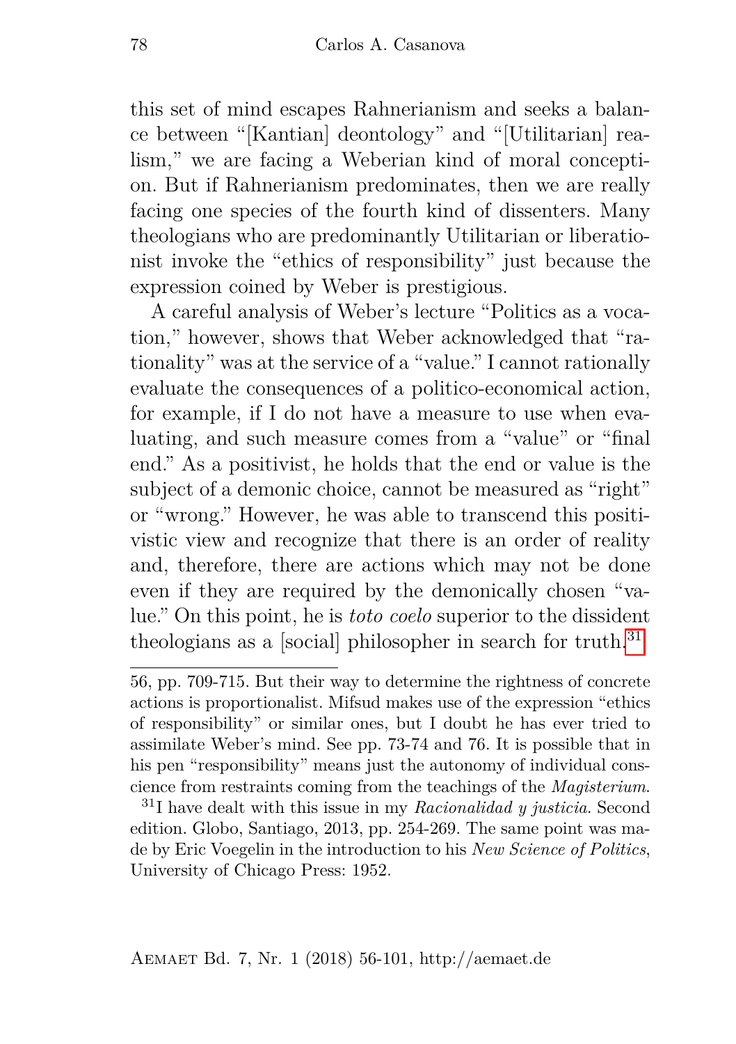this set of mind escapes Rahnerianism and seeks a balance between "[Kantian] deontology" and "[Utilitarian] realism," we are facing a Weberian kind of moral conception. But if Rahnerianism predominates, then we are really facing one species of the fourth kind of dissenters. Many theologians who are predominantly Utilitarian or liberationist invoke the "ethics of responsibility" just because the expression coined by Weber is prestigious.

A careful analysis of Weber's lecture "Politics as a vocation," however, shows that Weber acknowledged that "rationality" was at the service of a "value." I cannot rationally evaluate the consequences of a politico-economical action, for example, if I do not have a measure to use when evaluating, and such measure comes from a "value" or "final end." As a positivist, he holds that the end or value is the subject of a demonic choice, cannot be measured as "right" or "wrong." However, he was able to transcend this positivistic view and recognize that there is an order of reality and, therefore, there are actions which may not be done even if they are required by the demonically chosen "value." On this point, he is *toto coelo* superior to the dissident theologians as a [social] philosopher in search for truth.[31]

---

56, pp. 709-715. But their way to determine the rightness of concrete actions is proportionalist. Mifsud makes use of the expression "ethics of responsibility" or similar ones, but I doubt he has ever tried to assimilate Weber's mind. See pp. 73-74 and 76. It is possible that in his pen "responsibility" means just the autonomy of individual conscience from restraints coming from the teachings of the *Magisterium*.

[31] I have dealt with this issue in my *Racionalidad y justicia*. Second edition. Globo, Santiago, 2013, pp. 254-269. The same point was made by Eric Voegelin in the introduction to his *New Science of Politics*, University of Chicago Press: 1952.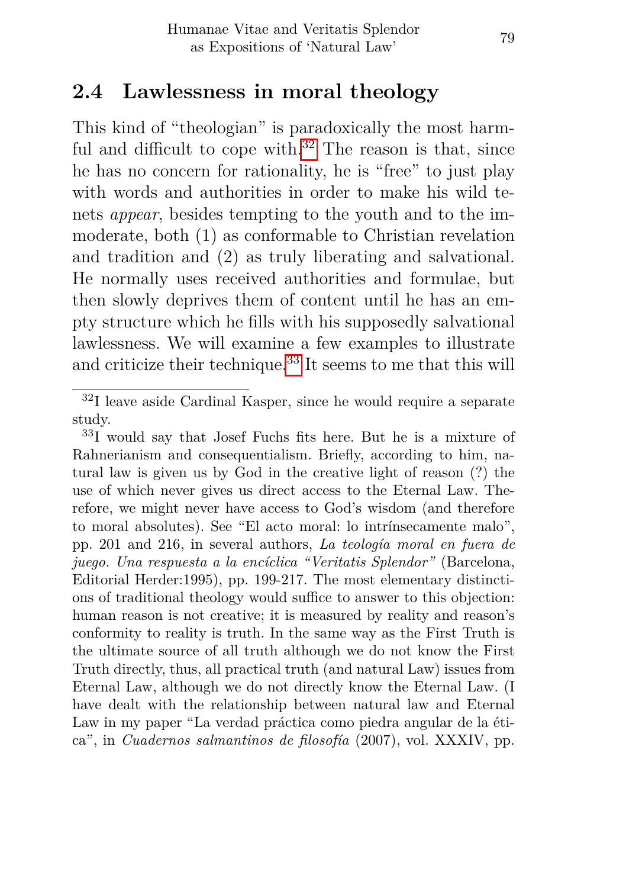## 2.4 Lawlessness in moral theology

This kind of "theologian" is paradoxically the most harmful and difficult to cope with.[32] The reason is that, since he has no concern for rationality, he is "free" to just play with words and authorities in order to make his wild tenets *appear*, besides tempting to the youth and to the immoderate, both (1) as conformable to Christian revelation and tradition and (2) as truly liberating and salvational. He normally uses received authorities and formulae, but then slowly deprives them of content until he has an empty structure which he fills with his supposedly salvational lawlessness. We will examine a few examples to illustrate and criticize their technique.[33] It seems to me that this will

---

[32]I leave aside Cardinal Kasper, since he would require a separate study.

[33]I would say that Josef Fuchs fits here. But he is a mixture of Rahnerianism and consequentialism. Briefly, according to him, natural law is given us by God in the creative light of reason (?) the use of which never gives us direct access to the Eternal Law. Therefore, we might never have access to God's wisdom (and therefore to moral absolutes). See "El acto moral: lo intrínsecamente malo", pp. 201 and 216, in several authors, *La teología moral en fuera de juego. Una respuesta a la encíclica "Veritatis Splendor"* (Barcelona, Editorial Herder:1995), pp. 199-217. The most elementary distinctions of traditional theology would suffice to answer to this objection: human reason is not creative; it is measured by reality and reason's conformity to reality is truth. In the same way as the First Truth is the ultimate source of all truth although we do not know the First Truth directly, thus, all practical truth (and natural Law) issues from Eternal Law, although we do not directly know the Eternal Law. (I have dealt with the relationship between natural law and Eternal Law in my paper "La verdad práctica como piedra angular de la ética", in *Cuadernos salmantinos de filosofía* (2007), vol. XXXIV, pp.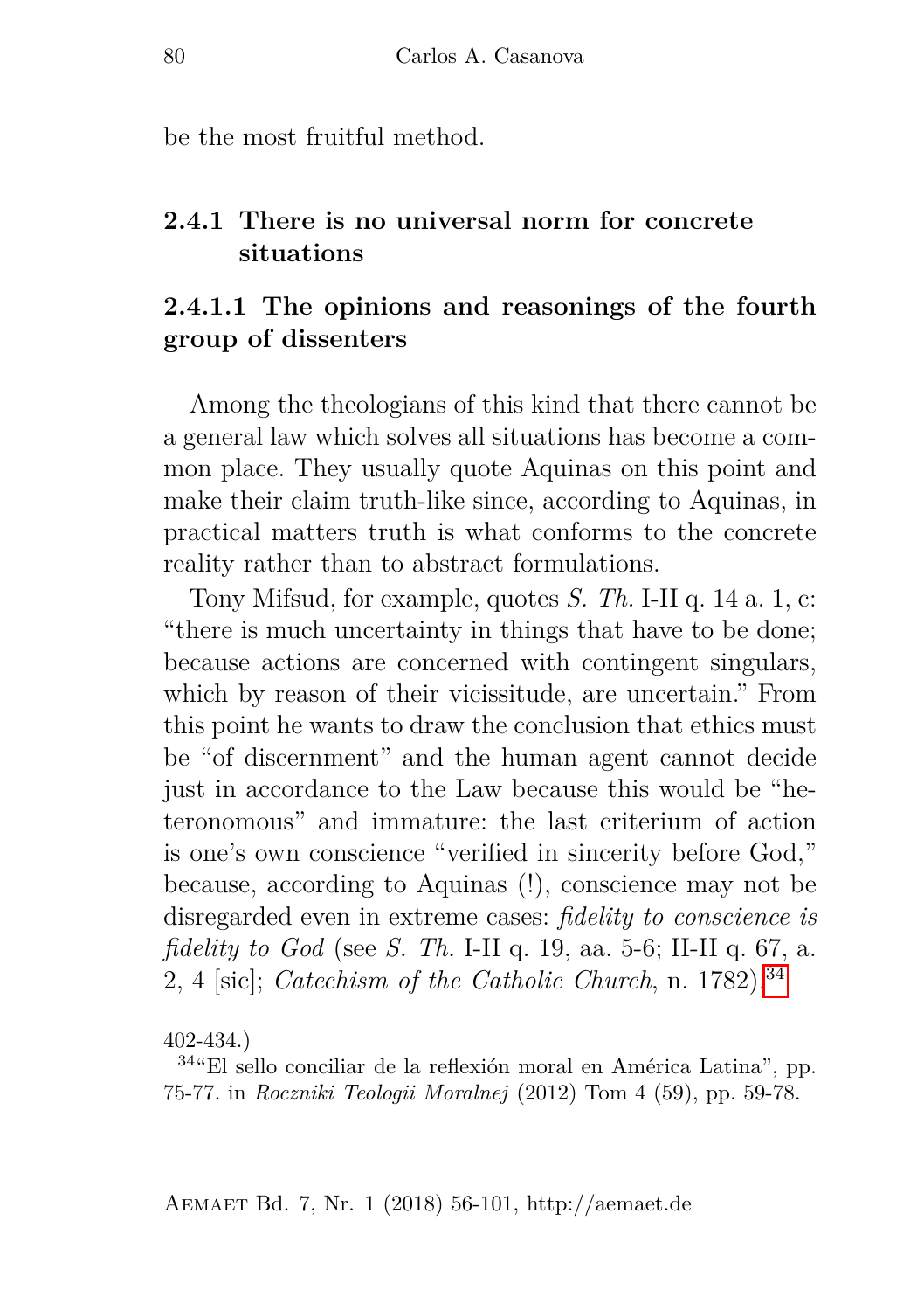be the most fruitful method.

### 2.4.1 There is no universal norm for concrete situations

#### 2.4.1.1 The opinions and reasonings of the fourth group of dissenters

Among the theologians of this kind that there cannot be a general law which solves all situations has become a common place. They usually quote Aquinas on this point and make their claim truth-like since, according to Aquinas, in practical matters truth is what conforms to the concrete reality rather than to abstract formulations.

Tony Mifsud, for example, quotes *S. Th.* I-II q. 14 a. 1, c: "there is much uncertainty in things that have to be done; because actions are concerned with contingent singulars, which by reason of their vicissitude, are uncertain." From this point he wants to draw the conclusion that ethics must be "of discernment" and the human agent cannot decide just in accordance to the Law because this would be "heteronomous" and immature: the last criterium of action is one's own conscience "verified in sincerity before God," because, according to Aquinas (!), conscience may not be disregarded even in extreme cases: *fidelity to conscience is fidelity to God* (see *S. Th.* I-II q. 19, aa. 5-6; II-II q. 67, a. 2, 4 [sic]; *Catechism of the Catholic Church*, n. 1782).[34]

---

402-434.)

[34] "El sello conciliar de la reflexión moral en América Latina", pp. 75-77. in *Roczniki Teologii Moralnej* (2012) Tom 4 (59), pp. 59-78.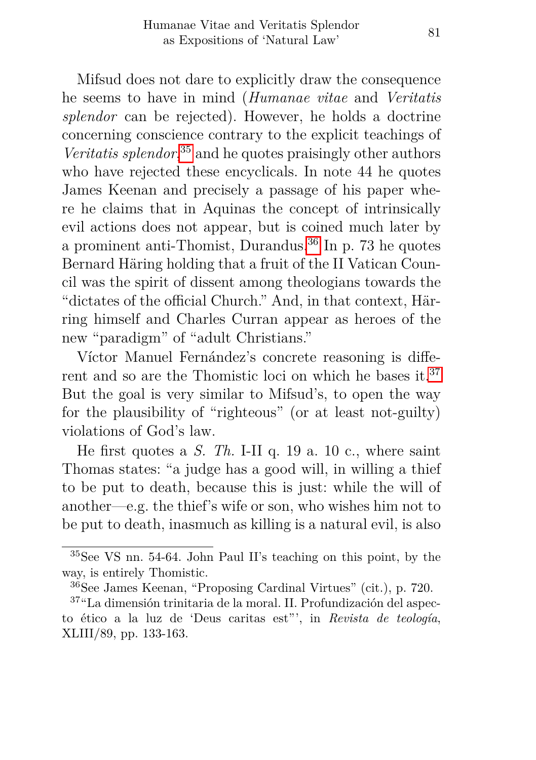Mifsud does not dare to explicitly draw the consequence he seems to have in mind (*Humanae vitae* and *Veritatis splendor* can be rejected). However, he holds a doctrine concerning conscience contrary to the explicit teachings of *Veritatis splendor*,[35] and he quotes praisingly other authors who have rejected these encyclicals. In note 44 he quotes James Keenan and precisely a passage of his paper where he claims that in Aquinas the concept of intrinsically evil actions does not appear, but is coined much later by a prominent anti-Thomist, Durandus.[36] In p. 73 he quotes Bernard Häring holding that a fruit of the II Vatican Council was the spirit of dissent among theologians towards the "dictates of the official Church." And, in that context, Härring himself and Charles Curran appear as heroes of the new "paradigm" of "adult Christians."

Víctor Manuel Fernández's concrete reasoning is different and so are the Thomistic loci on which he bases it.[37] But the goal is very similar to Mifsud's, to open the way for the plausibility of "righteous" (or at least not-guilty) violations of God's law.

He first quotes a *S. Th.* I-II q. 19 a. 10 c., where saint Thomas states: "a judge has a good will, in willing a thief to be put to death, because this is just: while the will of another—e.g. the thief's wife or son, who wishes him not to be put to death, inasmuch as killing is a natural evil, is also

---

[35] See VS nn. 54-64. John Paul II's teaching on this point, by the way, is entirely Thomistic.

[36] See James Keenan, "Proposing Cardinal Virtues" (cit.), p. 720.

[37] "La dimensión trinitaria de la moral. II. Profundización del aspecto ético a la luz de 'Deus caritas est"', in *Revista de teología*, XLIII/89, pp. 133-163.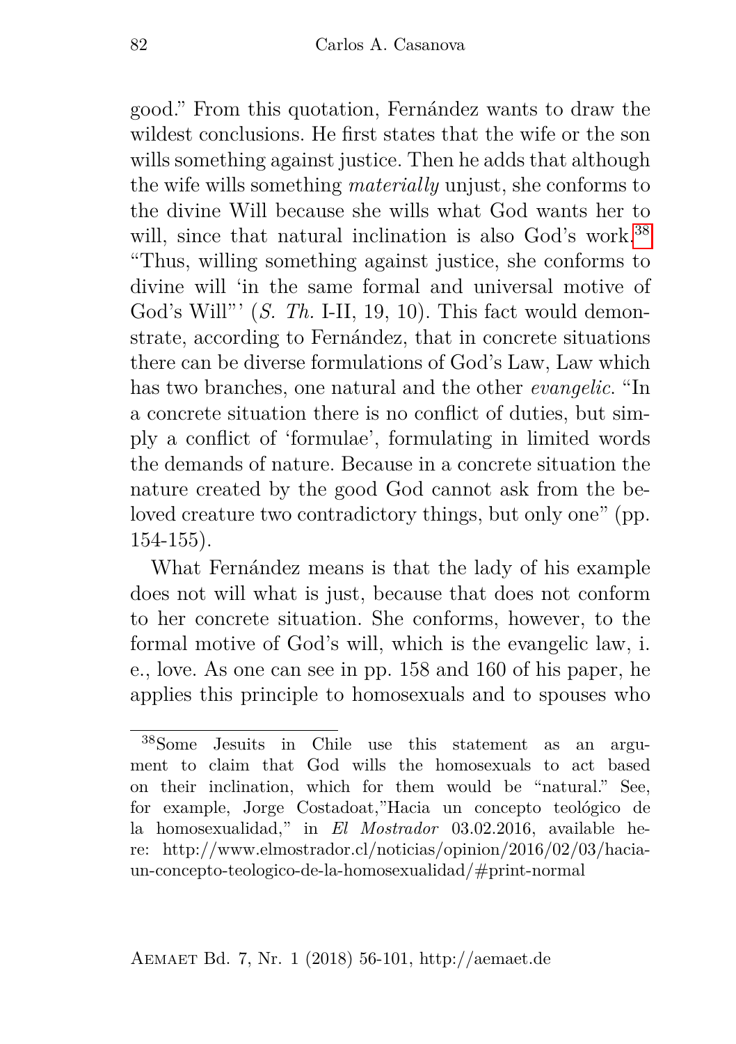good." From this quotation, Fernández wants to draw the wildest conclusions. He first states that the wife or the son wills something against justice. Then he adds that although the wife wills something *materially* unjust, she conforms to the divine Will because she wills what God wants her to will, since that natural inclination is also God's work.[38] "Thus, willing something against justice, she conforms to divine will 'in the same formal and universal motive of God's Will"' (*S. Th.* I-II, 19, 10). This fact would demonstrate, according to Fernández, that in concrete situations there can be diverse formulations of God's Law, Law which has two branches, one natural and the other *evangelic*. "In a concrete situation there is no conflict of duties, but simply a conflict of 'formulae', formulating in limited words the demands of nature. Because in a concrete situation the nature created by the good God cannot ask from the beloved creature two contradictory things, but only one" (pp. 154-155).

What Fernández means is that the lady of his example does not will what is just, because that does not conform to her concrete situation. She conforms, however, to the formal motive of God's will, which is the evangelic law, i. e., love. As one can see in pp. 158 and 160 of his paper, he applies this principle to homosexuals and to spouses who

[38] Some Jesuits in Chile use this statement as an argument to claim that God wills the homosexuals to act based on their inclination, which for them would be "natural." See, for example, Jorge Costadoat,"Hacia un concepto teológico de la homosexualidad," in *El Mostrador* 03.02.2016, available here: http://www.elmostrador.cl/noticias/opinion/2016/02/03/hacia-un-concepto-teologico-de-la-homosexualidad/#print-normal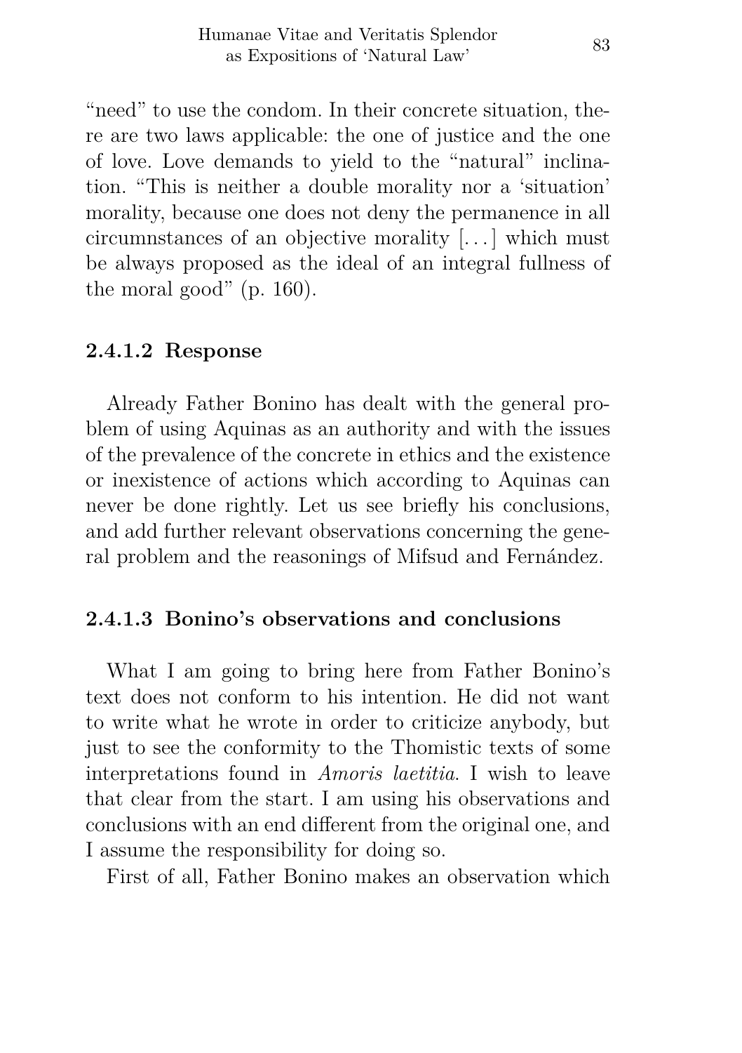"need" to use the condom. In their concrete situation, there are two laws applicable: the one of justice and the one of love. Love demands to yield to the "natural" inclination. "This is neither a double morality nor a 'situation' morality, because one does not deny the permanence in all circumnstances of an objective morality [...] which must be always proposed as the ideal of an integral fullness of the moral good" (p. 160).

#### 2.4.1.2 Response

Already Father Bonino has dealt with the general problem of using Aquinas as an authority and with the issues of the prevalence of the concrete in ethics and the existence or inexistence of actions which according to Aquinas can never be done rightly. Let us see briefly his conclusions, and add further relevant observations concerning the general problem and the reasonings of Mifsud and Fernández.

#### 2.4.1.3 Bonino's observations and conclusions

What I am going to bring here from Father Bonino's text does not conform to his intention. He did not want to write what he wrote in order to criticize anybody, but just to see the conformity to the Thomistic texts of some interpretations found in *Amoris laetitia*. I wish to leave that clear from the start. I am using his observations and conclusions with an end different from the original one, and I assume the responsibility for doing so.

First of all, Father Bonino makes an observation which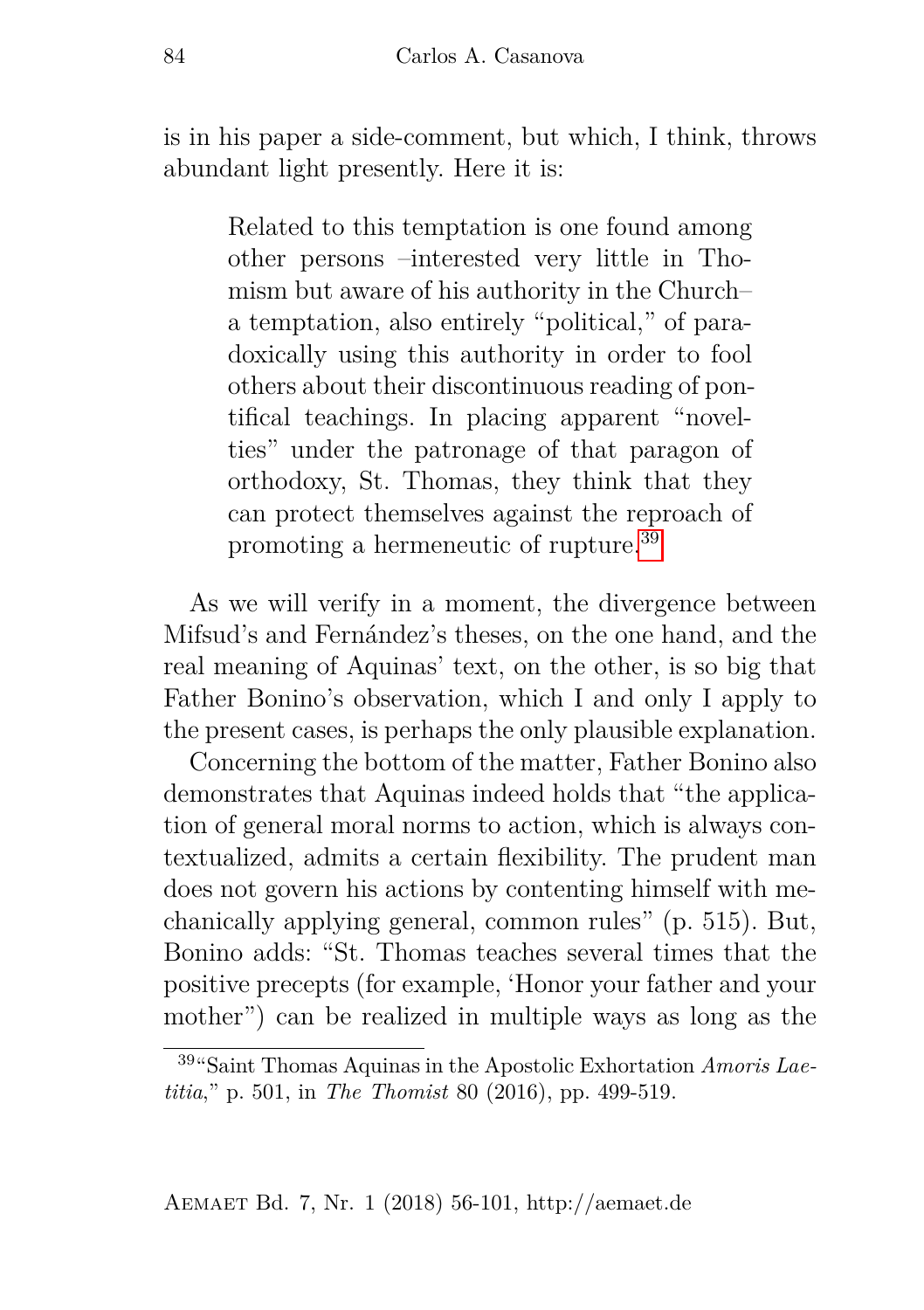is in his paper a side-comment, but which, I think, throws abundant light presently. Here it is:

> Related to this temptation is one found among other persons –interested very little in Thomism but aware of his authority in the Church– a temptation, also entirely "political," of paradoxically using this authority in order to fool others about their discontinuous reading of pontifical teachings. In placing apparent "novelties" under the patronage of that paragon of orthodoxy, St. Thomas, they think that they can protect themselves against the reproach of promoting a hermeneutic of rupture.[39]

As we will verify in a moment, the divergence between Mifsud's and Fernández's theses, on the one hand, and the real meaning of Aquinas' text, on the other, is so big that Father Bonino's observation, which I and only I apply to the present cases, is perhaps the only plausible explanation.

Concerning the bottom of the matter, Father Bonino also demonstrates that Aquinas indeed holds that "the application of general moral norms to action, which is always contextualized, admits a certain flexibility. The prudent man does not govern his actions by contenting himself with mechanically applying general, common rules" (p. 515). But, Bonino adds: "St. Thomas teaches several times that the positive precepts (for example, 'Honor your father and your mother") can be realized in multiple ways as long as the

---

[39] "Saint Thomas Aquinas in the Apostolic Exhortation *Amoris Laetitia*," p. 501, in *The Thomist* 80 (2016), pp. 499-519.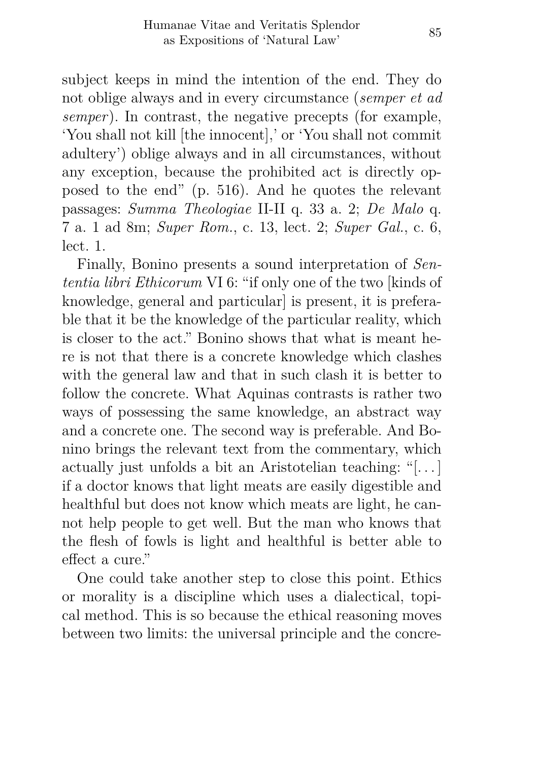subject keeps in mind the intention of the end. They do not oblige always and in every circumstance (*semper et ad semper*). In contrast, the negative precepts (for example, 'You shall not kill [the innocent],' or 'You shall not commit adultery') oblige always and in all circumstances, without any exception, because the prohibited act is directly opposed to the end" (p. 516). And he quotes the relevant passages: *Summa Theologiae* II-II q. 33 a. 2; *De Malo* q. 7 a. 1 ad 8m; *Super Rom.*, c. 13, lect. 2; *Super Gal.*, c. 6, lect. 1.

Finally, Bonino presents a sound interpretation of *Sententia libri Ethicorum* VI 6: "if only one of the two [kinds of knowledge, general and particular] is present, it is preferable that it be the knowledge of the particular reality, which is closer to the act." Bonino shows that what is meant here is not that there is a concrete knowledge which clashes with the general law and that in such clash it is better to follow the concrete. What Aquinas contrasts is rather two ways of possessing the same knowledge, an abstract way and a concrete one. The second way is preferable. And Bonino brings the relevant text from the commentary, which actually just unfolds a bit an Aristotelian teaching: "[...] if a doctor knows that light meats are easily digestible and healthful but does not know which meats are light, he cannot help people to get well. But the man who knows that the flesh of fowls is light and healthful is better able to effect a cure."

One could take another step to close this point. Ethics or morality is a discipline which uses a dialectical, topical method. This is so because the ethical reasoning moves between two limits: the universal principle and the concre-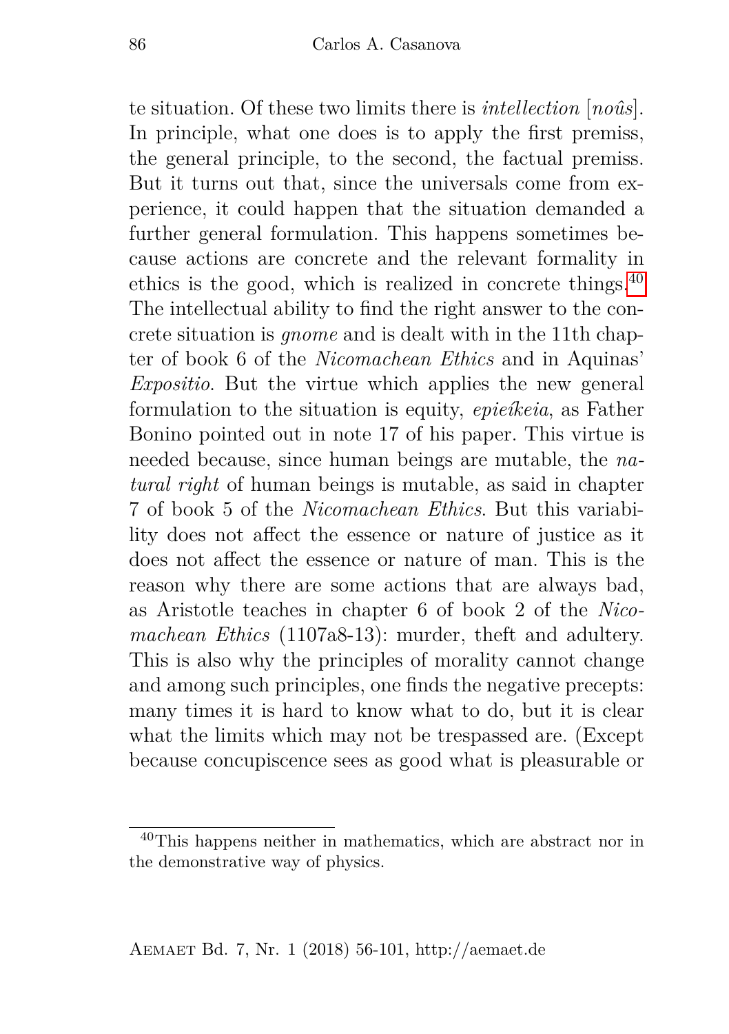te situation. Of these two limits there is *intellection* [*noûs*]. In principle, what one does is to apply the first premiss, the general principle, to the second, the factual premiss. But it turns out that, since the universals come from experience, it could happen that the situation demanded a further general formulation. This happens sometimes because actions are concrete and the relevant formality in ethics is the good, which is realized in concrete things.[40] The intellectual ability to find the right answer to the concrete situation is *gnome* and is dealt with in the 11th chapter of book 6 of the *Nicomachean Ethics* and in Aquinas' *Expositio*. But the virtue which applies the new general formulation to the situation is equity, *epieíkeia*, as Father Bonino pointed out in note 17 of his paper. This virtue is needed because, since human beings are mutable, the *natural right* of human beings is mutable, as said in chapter 7 of book 5 of the *Nicomachean Ethics*. But this variability does not affect the essence or nature of justice as it does not affect the essence or nature of man. This is the reason why there are some actions that are always bad, as Aristotle teaches in chapter 6 of book 2 of the *Nicomachean Ethics* (1107a8-13): murder, theft and adultery. This is also why the principles of morality cannot change and among such principles, one finds the negative precepts: many times it is hard to know what to do, but it is clear what the limits which may not be trespassed are. (Except because concupiscence sees as good what is pleasurable or

[40] This happens neither in mathematics, which are abstract nor in the demonstrative way of physics.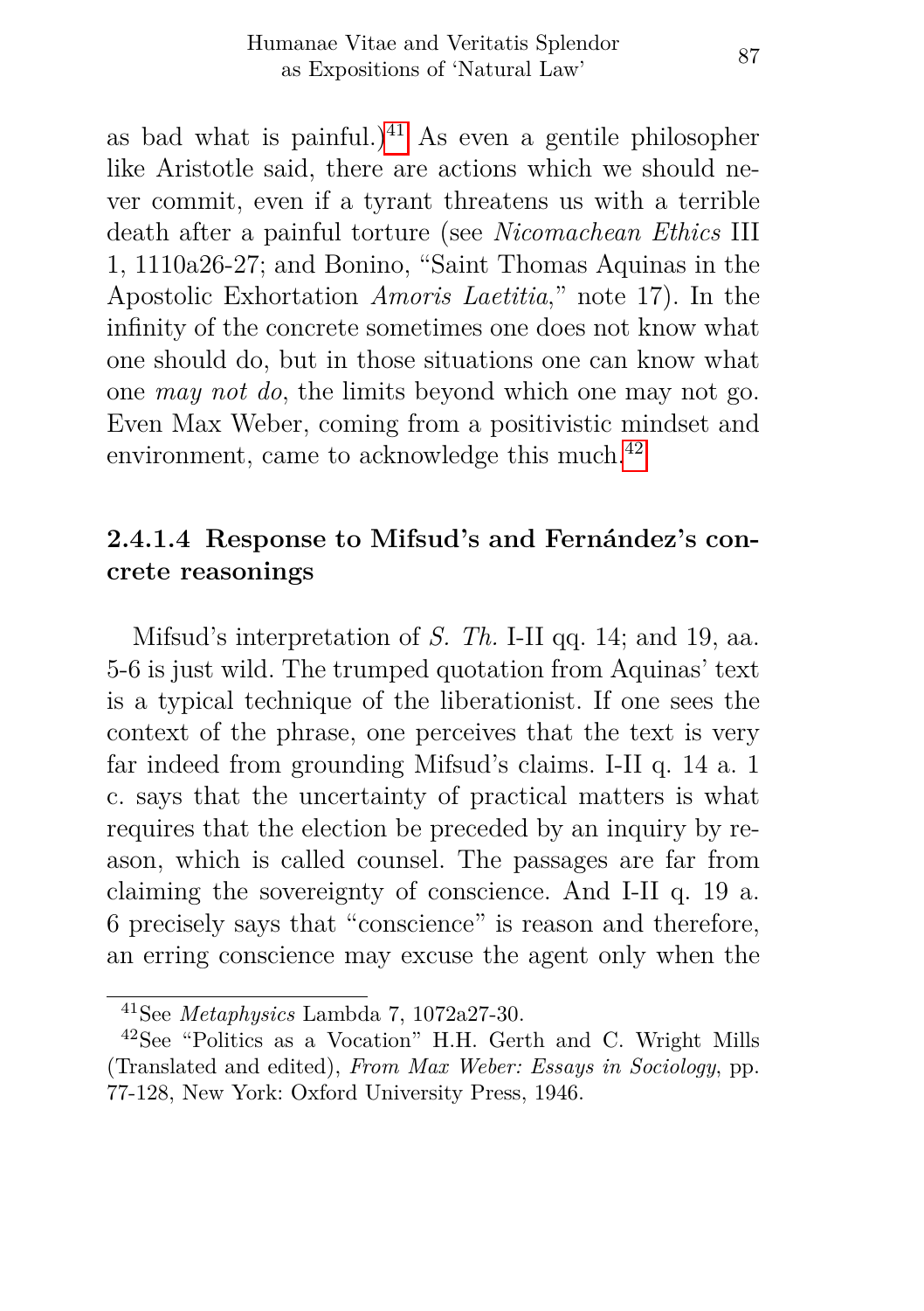as bad what is painful.)[41] As even a gentile philosopher like Aristotle said, there are actions which we should never commit, even if a tyrant threatens us with a terrible death after a painful torture (see *Nicomachean Ethics* III 1, 1110a26-27; and Bonino, "Saint Thomas Aquinas in the Apostolic Exhortation *Amoris Laetitia*," note 17). In the infinity of the concrete sometimes one does not know what one should do, but in those situations one can know what one *may not do*, the limits beyond which one may not go. Even Max Weber, coming from a positivistic mindset and environment, came to acknowledge this much.[42]

#### 2.4.1.4 Response to Mifsud's and Fernández's concrete reasonings

Mifsud's interpretation of *S. Th.* I-II qq. 14; and 19, aa. 5-6 is just wild. The trumped quotation from Aquinas' text is a typical technique of the liberationist. If one sees the context of the phrase, one perceives that the text is very far indeed from grounding Mifsud's claims. I-II q. 14 a. 1 c. says that the uncertainty of practical matters is what requires that the election be preceded by an inquiry by reason, which is called counsel. The passages are far from claiming the sovereignty of conscience. And I-II q. 19 a. 6 precisely says that "conscience" is reason and therefore, an erring conscience may excuse the agent only when the

---

[41] See *Metaphysics* Lambda 7, 1072a27-30.

[42] See "Politics as a Vocation" H.H. Gerth and C. Wright Mills (Translated and edited), *From Max Weber: Essays in Sociology*, pp. 77-128, New York: Oxford University Press, 1946.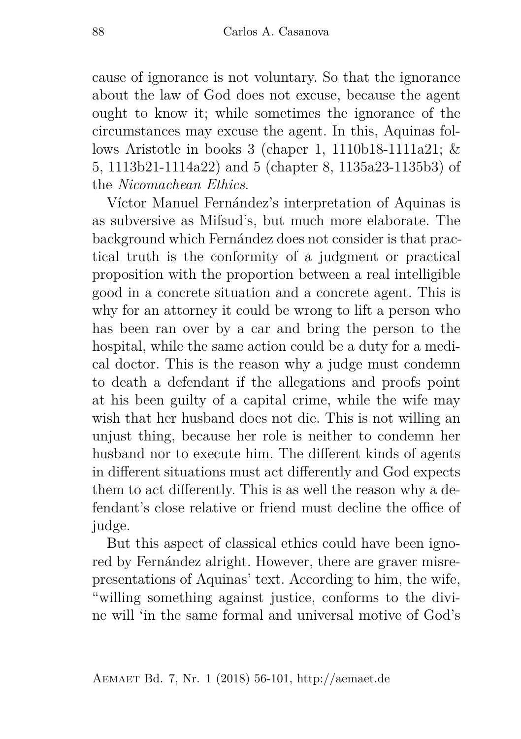cause of ignorance is not voluntary. So that the ignorance about the law of God does not excuse, because the agent ought to know it; while sometimes the ignorance of the circumstances may excuse the agent. In this, Aquinas follows Aristotle in books 3 (chaper 1, 1110b18-1111a21; & 5, 1113b21-1114a22) and 5 (chapter 8, 1135a23-1135b3) of the *Nicomachean Ethics*.

Víctor Manuel Fernández's interpretation of Aquinas is as subversive as Mifsud's, but much more elaborate. The background which Fernández does not consider is that practical truth is the conformity of a judgment or practical proposition with the proportion between a real intelligible good in a concrete situation and a concrete agent. This is why for an attorney it could be wrong to lift a person who has been ran over by a car and bring the person to the hospital, while the same action could be a duty for a medical doctor. This is the reason why a judge must condemn to death a defendant if the allegations and proofs point at his been guilty of a capital crime, while the wife may wish that her husband does not die. This is not willing an unjust thing, because her role is neither to condemn her husband nor to execute him. The different kinds of agents in different situations must act differently and God expects them to act differently. This is as well the reason why a defendant's close relative or friend must decline the office of judge.

But this aspect of classical ethics could have been ignored by Fernández alright. However, there are graver misrepresentations of Aquinas' text. According to him, the wife, "willing something against justice, conforms to the divine will 'in the same formal and universal motive of God's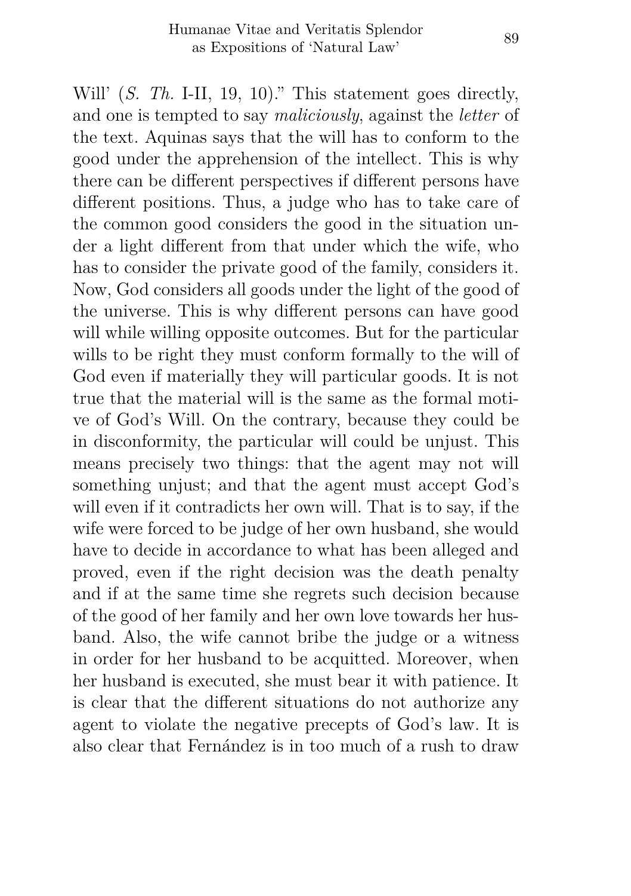Will' (*S. Th.* I-II, 19, 10)." This statement goes directly, and one is tempted to say *maliciously*, against the *letter* of the text. Aquinas says that the will has to conform to the good under the apprehension of the intellect. This is why there can be different perspectives if different persons have different positions. Thus, a judge who has to take care of the common good considers the good in the situation under a light different from that under which the wife, who has to consider the private good of the family, considers it. Now, God considers all goods under the light of the good of the universe. This is why different persons can have good will while willing opposite outcomes. But for the particular wills to be right they must conform formally to the will of God even if materially they will particular goods. It is not true that the material will is the same as the formal motive of God's Will. On the contrary, because they could be in disconformity, the particular will could be unjust. This means precisely two things: that the agent may not will something unjust; and that the agent must accept God's will even if it contradicts her own will. That is to say, if the wife were forced to be judge of her own husband, she would have to decide in accordance to what has been alleged and proved, even if the right decision was the death penalty and if at the same time she regrets such decision because of the good of her family and her own love towards her husband. Also, the wife cannot bribe the judge or a witness in order for her husband to be acquitted. Moreover, when her husband is executed, she must bear it with patience. It is clear that the different situations do not authorize any agent to violate the negative precepts of God's law. It is also clear that Fernández is in too much of a rush to draw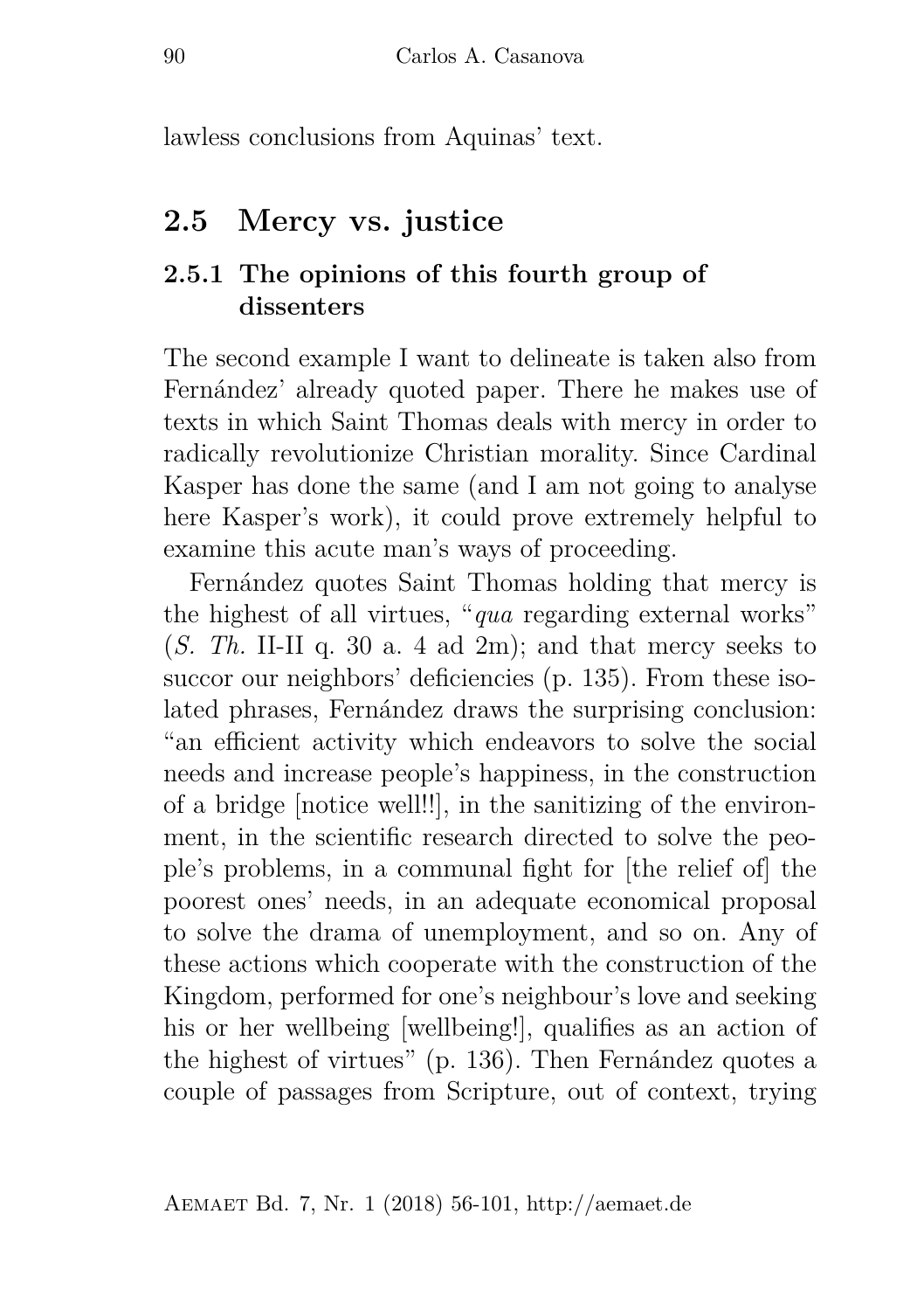lawless conclusions from Aquinas' text.

## 2.5 Mercy vs. justice

### 2.5.1 The opinions of this fourth group of dissenters

The second example I want to delineate is taken also from Fernández' already quoted paper. There he makes use of texts in which Saint Thomas deals with mercy in order to radically revolutionize Christian morality. Since Cardinal Kasper has done the same (and I am not going to analyse here Kasper's work), it could prove extremely helpful to examine this acute man's ways of proceeding.

Fernández quotes Saint Thomas holding that mercy is the highest of all virtues, "*qua* regarding external works" (*S. Th.* II-II q. 30 a. 4 ad 2m); and that mercy seeks to succor our neighbors' deficiencies (p. 135). From these isolated phrases, Fernández draws the surprising conclusion: "an efficient activity which endeavors to solve the social needs and increase people's happiness, in the construction of a bridge [notice well!!], in the sanitizing of the environment, in the scientific research directed to solve the people's problems, in a communal fight for [the relief of] the poorest ones' needs, in an adequate economical proposal to solve the drama of unemployment, and so on. Any of these actions which cooperate with the construction of the Kingdom, performed for one's neighbour's love and seeking his or her wellbeing [wellbeing!], qualifies as an action of the highest of virtues" (p. 136). Then Fernández quotes a couple of passages from Scripture, out of context, trying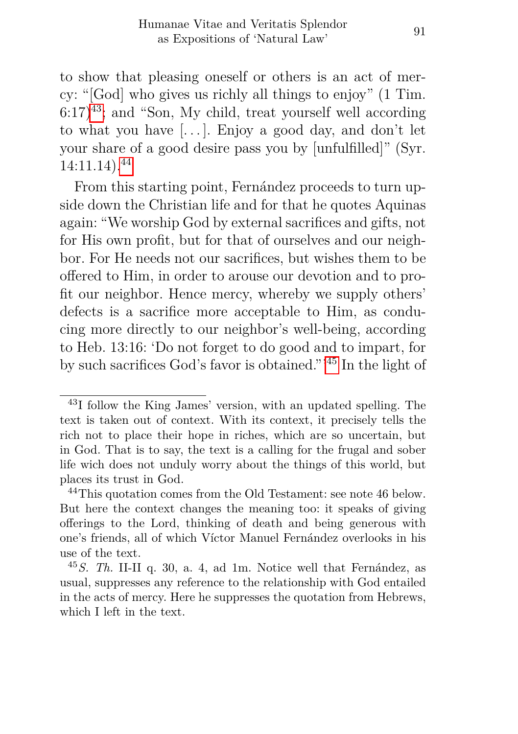to show that pleasing oneself or others is an act of mercy: "[God] who gives us richly all things to enjoy" (1 Tim. 6:17)[43]; and "Son, My child, treat yourself well according to what you have [...]. Enjoy a good day, and don't let your share of a good desire pass you by [unfulfilled]" (Syr. 14:11.14).[44]

From this starting point, Fernández proceeds to turn upside down the Christian life and for that he quotes Aquinas again: "We worship God by external sacrifices and gifts, not for His own profit, but for that of ourselves and our neighbor. For He needs not our sacrifices, but wishes them to be offered to Him, in order to arouse our devotion and to profit our neighbor. Hence mercy, whereby we supply others' defects is a sacrifice more acceptable to Him, as conducing more directly to our neighbor's well-being, according to Heb. 13:16: 'Do not forget to do good and to impart, for by such sacrifices God's favor is obtained.'"[45] In the light of

---

[43] I follow the King James' version, with an updated spelling. The text is taken out of context. With its context, it precisely tells the rich not to place their hope in riches, which are so uncertain, but in God. That is to say, the text is a calling for the frugal and sober life wich does not unduly worry about the things of this world, but places its trust in God.

[44] This quotation comes from the Old Testament: see note 46 below. But here the context changes the meaning too: it speaks of giving offerings to the Lord, thinking of death and being generous with one's friends, all of which Víctor Manuel Fernández overlooks in his use of the text.

[45] *S. Th.* II-II q. 30, a. 4, ad 1m. Notice well that Fernández, as usual, suppresses any reference to the relationship with God entailed in the acts of mercy. Here he suppresses the quotation from Hebrews, which I left in the text.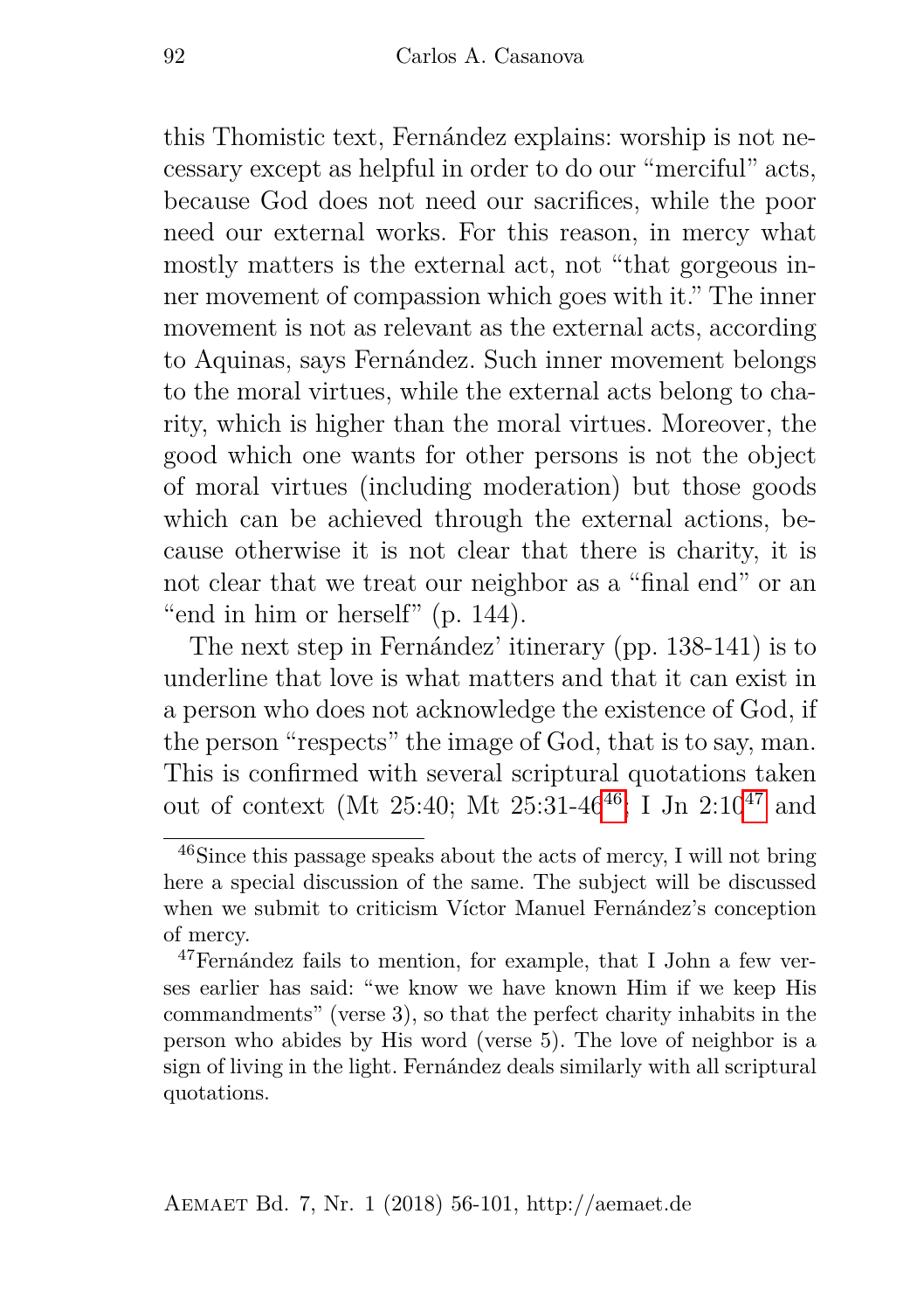this Thomistic text, Fernández explains: worship is not necessary except as helpful in order to do our "merciful" acts, because God does not need our sacrifices, while the poor need our external works. For this reason, in mercy what mostly matters is the external act, not "that gorgeous inner movement of compassion which goes with it." The inner movement is not as relevant as the external acts, according to Aquinas, says Fernández. Such inner movement belongs to the moral virtues, while the external acts belong to charity, which is higher than the moral virtues. Moreover, the good which one wants for other persons is not the object of moral virtues (including moderation) but those goods which can be achieved through the external actions, because otherwise it is not clear that there is charity, it is not clear that we treat our neighbor as a "final end" or an "end in him or herself" (p. 144).

The next step in Fernández' itinerary (pp. 138-141) is to underline that love is what matters and that it can exist in a person who does not acknowledge the existence of God, if the person "respects" the image of God, that is to say, man. This is confirmed with several scriptural quotations taken out of context (Mt 25:40; Mt 25:31-46[46]; I Jn 2:10[47] and

---

[46] Since this passage speaks about the acts of mercy, I will not bring here a special discussion of the same. The subject will be discussed when we submit to criticism Víctor Manuel Fernández's conception of mercy.

[47] Fernández fails to mention, for example, that I John a few verses earlier has said: "we know we have known Him if we keep His commandments" (verse 3), so that the perfect charity inhabits in the person who abides by His word (verse 5). The love of neighbor is a sign of living in the light. Fernández deals similarly with all scriptural quotations.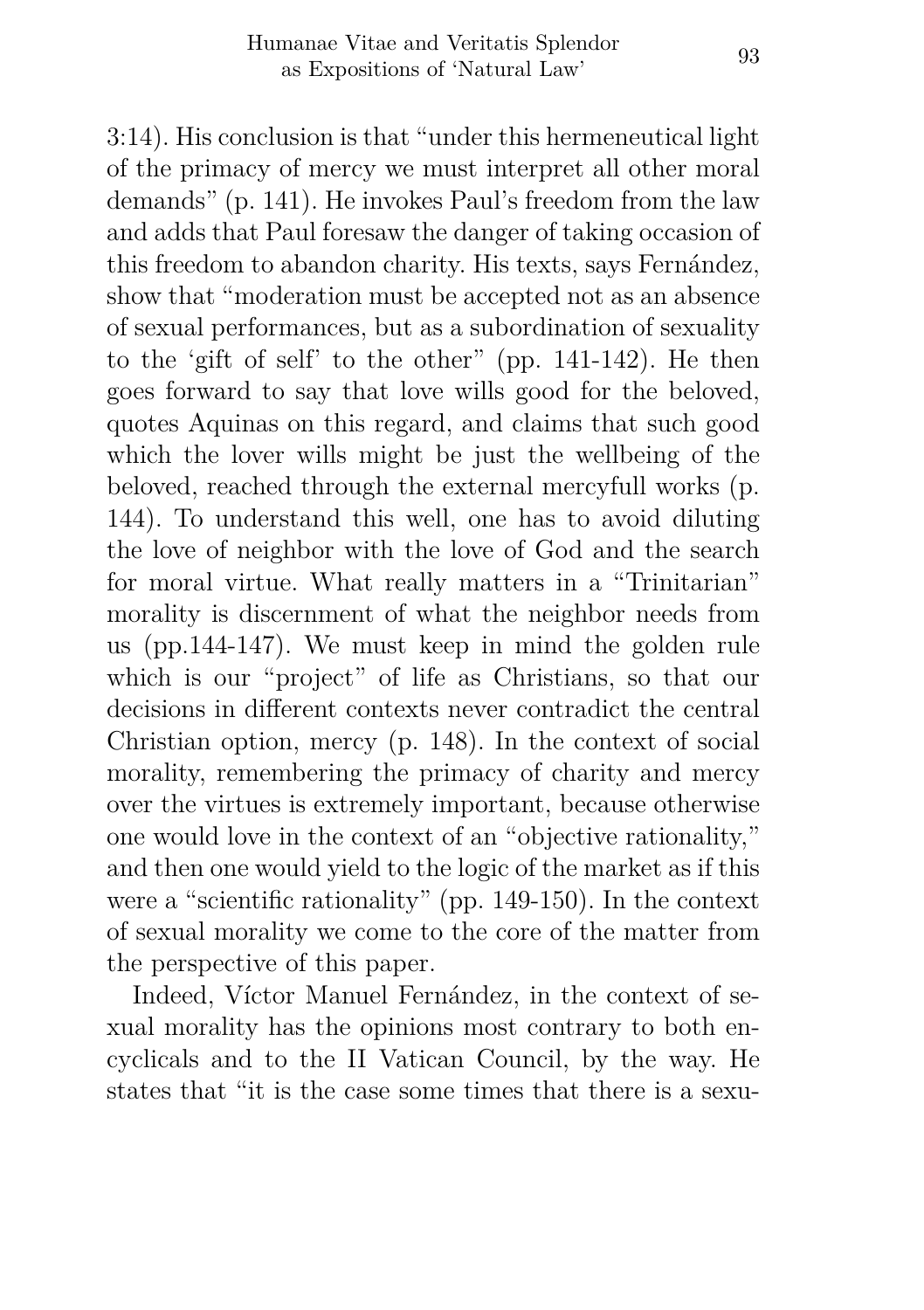3:14). His conclusion is that "under this hermeneutical light of the primacy of mercy we must interpret all other moral demands" (p. 141). He invokes Paul's freedom from the law and adds that Paul foresaw the danger of taking occasion of this freedom to abandon charity. His texts, says Fernández, show that "moderation must be accepted not as an absence of sexual performances, but as a subordination of sexuality to the 'gift of self' to the other" (pp. 141-142). He then goes forward to say that love wills good for the beloved, quotes Aquinas on this regard, and claims that such good which the lover wills might be just the wellbeing of the beloved, reached through the external mercyfull works (p. 144). To understand this well, one has to avoid diluting the love of neighbor with the love of God and the search for moral virtue. What really matters in a "Trinitarian" morality is discernment of what the neighbor needs from us (pp.144-147). We must keep in mind the golden rule which is our "project" of life as Christians, so that our decisions in different contexts never contradict the central Christian option, mercy (p. 148). In the context of social morality, remembering the primacy of charity and mercy over the virtues is extremely important, because otherwise one would love in the context of an "objective rationality," and then one would yield to the logic of the market as if this were a "scientific rationality" (pp. 149-150). In the context of sexual morality we come to the core of the matter from the perspective of this paper.

Indeed, Víctor Manuel Fernández, in the context of sexual morality has the opinions most contrary to both encyclicals and to the II Vatican Council, by the way. He states that "it is the case some times that there is a sexu-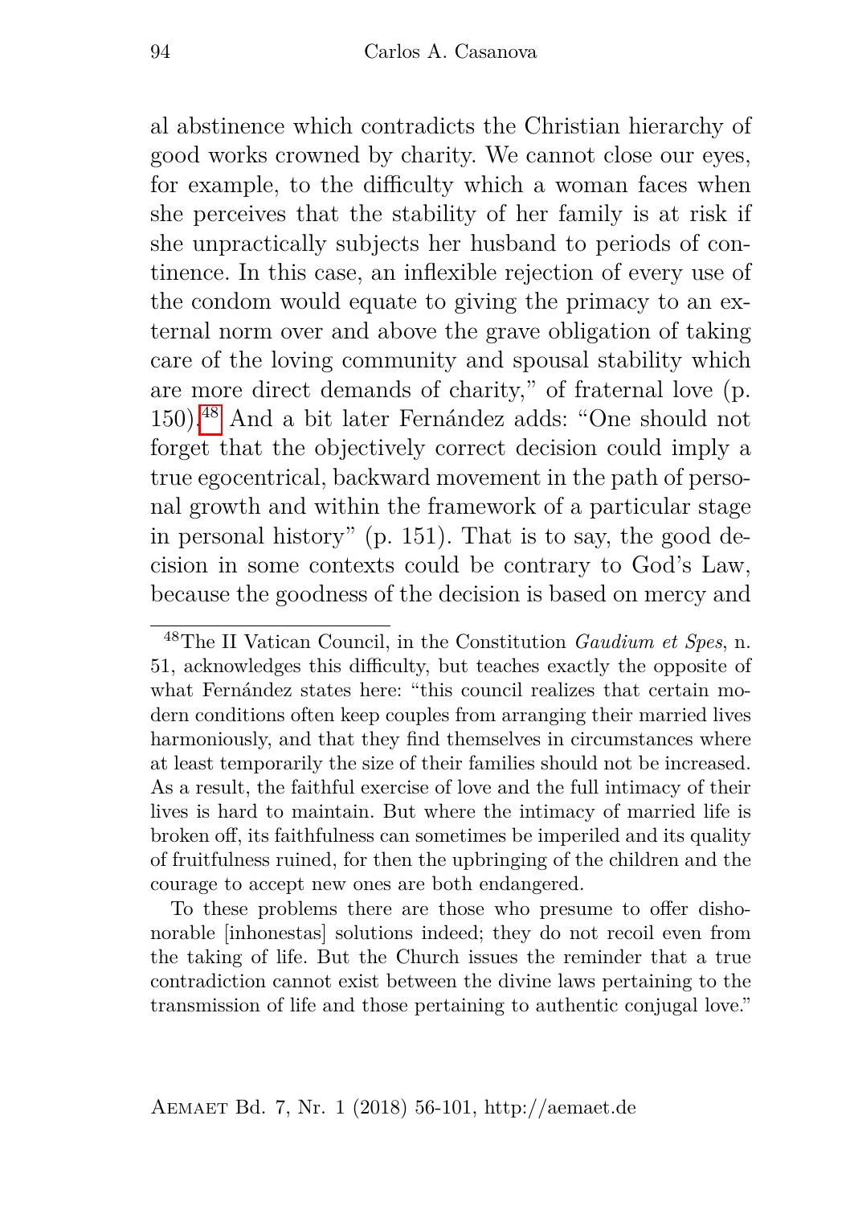al abstinence which contradicts the Christian hierarchy of good works crowned by charity. We cannot close our eyes, for example, to the difficulty which a woman faces when she perceives that the stability of her family is at risk if she unpractically subjects her husband to periods of continence. In this case, an inflexible rejection of every use of the condom would equate to giving the primacy to an external norm over and above the grave obligation of taking care of the loving community and spousal stability which are more direct demands of charity," of fraternal love (p. 150).[48] And a bit later Fernández adds: "One should not forget that the objectively correct decision could imply a true egocentrical, backward movement in the path of personal growth and within the framework of a particular stage in personal history" (p. 151). That is to say, the good decision in some contexts could be contrary to God's Law, because the goodness of the decision is based on mercy and

---

[48] The II Vatican Council, in the Constitution *Gaudium et Spes*, n. 51, acknowledges this difficulty, but teaches exactly the opposite of what Fernández states here: "this council realizes that certain modern conditions often keep couples from arranging their married lives harmoniously, and that they find themselves in circumstances where at least temporarily the size of their families should not be increased. As a result, the faithful exercise of love and the full intimacy of their lives is hard to maintain. But where the intimacy of married life is broken off, its faithfulness can sometimes be imperiled and its quality of fruitfulness ruined, for then the upbringing of the children and the courage to accept new ones are both endangered.

To these problems there are those who presume to offer dishonorable [inhonestas] solutions indeed; they do not recoil even from the taking of life. But the Church issues the reminder that a true contradiction cannot exist between the divine laws pertaining to the transmission of life and those pertaining to authentic conjugal love."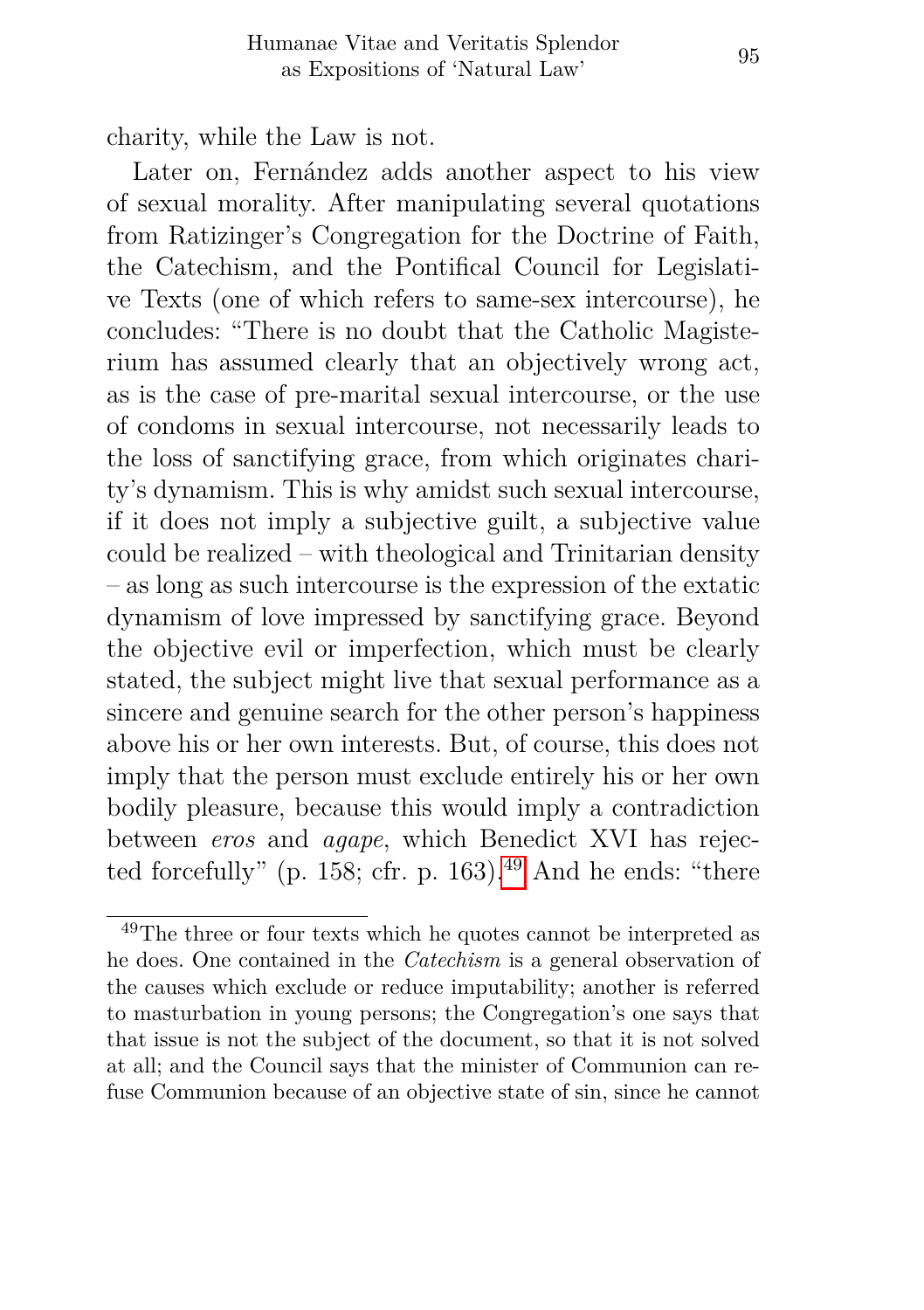charity, while the Law is not.

Later on, Fernández adds another aspect to his view of sexual morality. After manipulating several quotations from Ratizinger's Congregation for the Doctrine of Faith, the Catechism, and the Pontifical Council for Legislative Texts (one of which refers to same-sex intercourse), he concludes: "There is no doubt that the Catholic Magisterium has assumed clearly that an objectively wrong act, as is the case of pre-marital sexual intercourse, or the use of condoms in sexual intercourse, not necessarily leads to the loss of sanctifying grace, from which originates charity's dynamism. This is why amidst such sexual intercourse, if it does not imply a subjective guilt, a subjective value could be realized – with theological and Trinitarian density – as long as such intercourse is the expression of the extatic dynamism of love impressed by sanctifying grace. Beyond the objective evil or imperfection, which must be clearly stated, the subject might live that sexual performance as a sincere and genuine search for the other person's happiness above his or her own interests. But, of course, this does not imply that the person must exclude entirely his or her own bodily pleasure, because this would imply a contradiction between *eros* and *agape*, which Benedict XVI has rejected forcefully" (p. 158; cfr. p. 163).[49] And he ends: "there

[49]The three or four texts which he quotes cannot be interpreted as he does. One contained in the *Catechism* is a general observation of the causes which exclude or reduce imputability; another is referred to masturbation in young persons; the Congregation's one says that that issue is not the subject of the document, so that it is not solved at all; and the Council says that the minister of Communion can refuse Communion because of an objective state of sin, since he cannot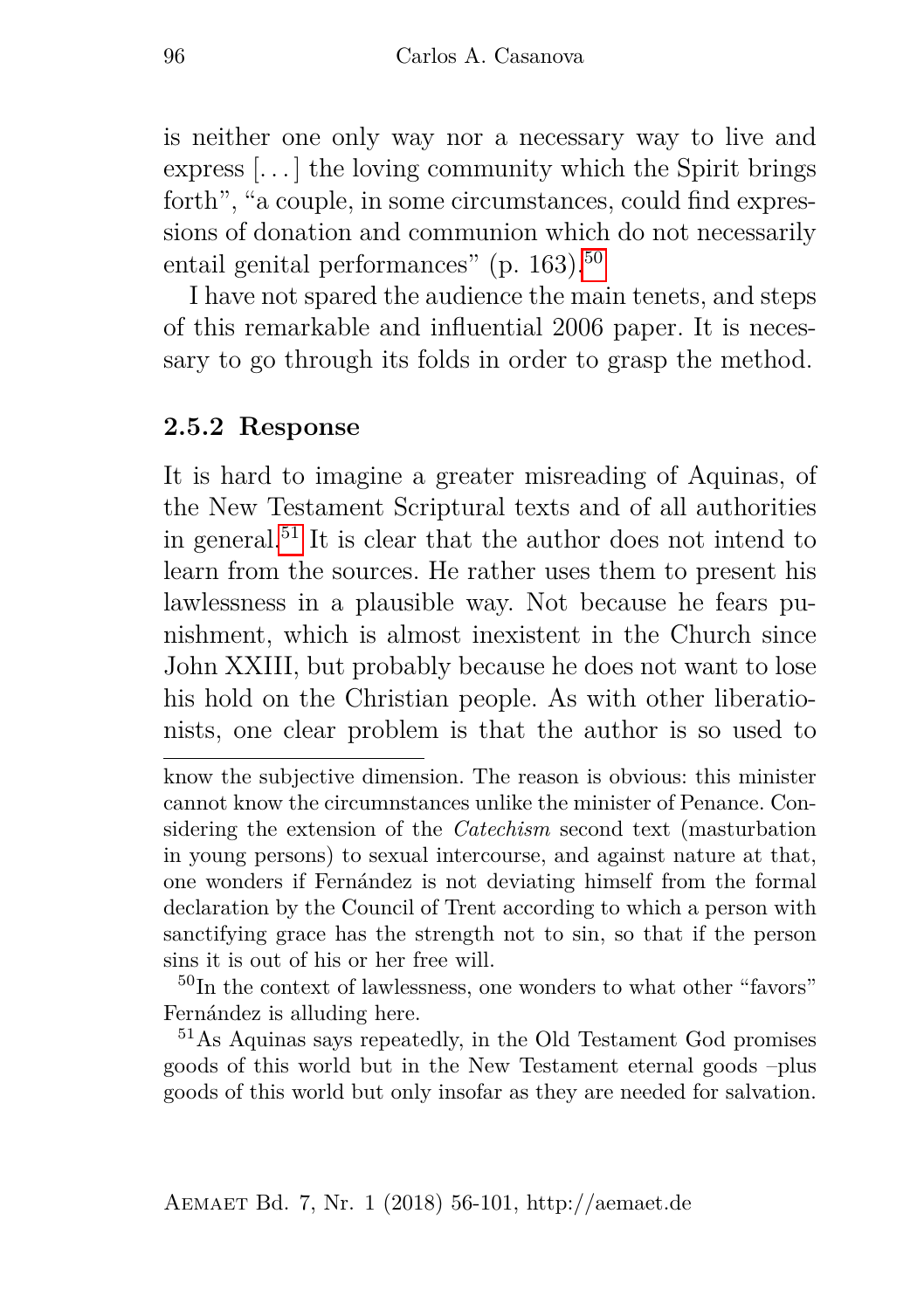is neither one only way nor a necessary way to live and express [...] the loving community which the Spirit brings forth", "a couple, in some circumstances, could find expressions of donation and communion which do not necessarily entail genital performances" (p. 163).[50]

I have not spared the audience the main tenets, and steps of this remarkable and influential 2006 paper. It is necessary to go through its folds in order to grasp the method.

### 2.5.2 Response

It is hard to imagine a greater misreading of Aquinas, of the New Testament Scriptural texts and of all authorities in general.[51] It is clear that the author does not intend to learn from the sources. He rather uses them to present his lawlessness in a plausible way. Not because he fears punishment, which is almost inexistent in the Church since John XXIII, but probably because he does not want to lose his hold on the Christian people. As with other liberationists, one clear problem is that the author is so used to

---

know the subjective dimension. The reason is obvious: this minister cannot know the circumnstances unlike the minister of Penance. Considering the extension of the *Catechism* second text (masturbation in young persons) to sexual intercourse, and against nature at that, one wonders if Fernández is not deviating himself from the formal declaration by the Council of Trent according to which a person with sanctifying grace has the strength not to sin, so that if the person sins it is out of his or her free will.

[50] In the context of lawlessness, one wonders to what other "favors" Fernández is alluding here.

[51] As Aquinas says repeatedly, in the Old Testament God promises goods of this world but in the New Testament eternal goods –plus goods of this world but only insofar as they are needed for salvation.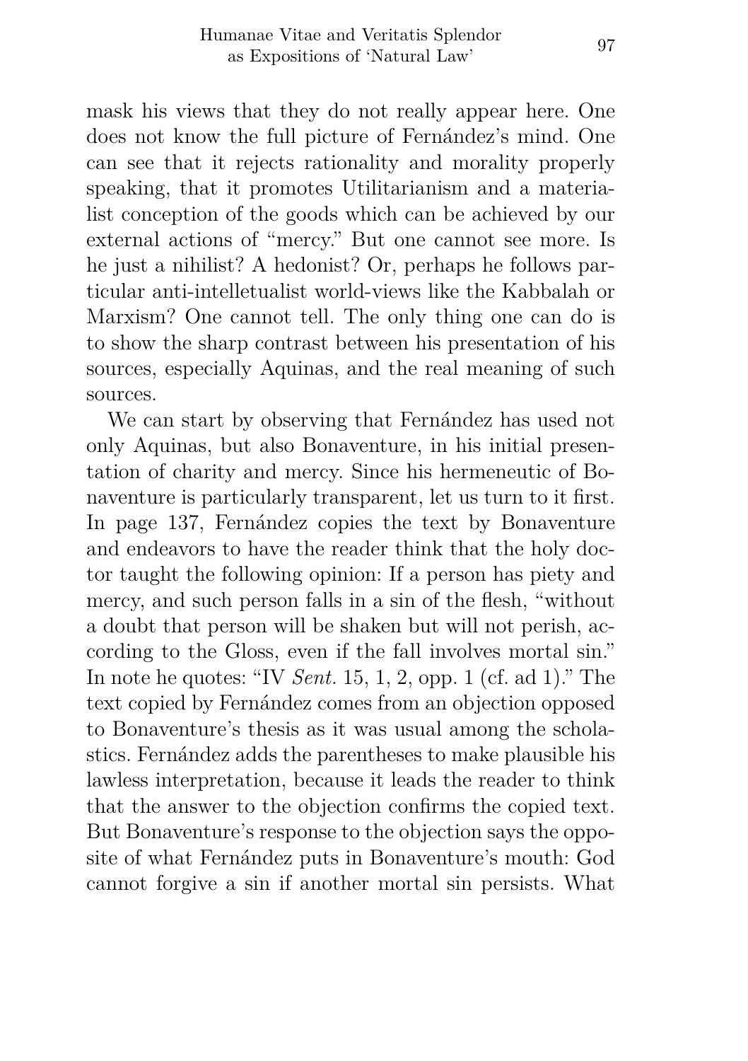mask his views that they do not really appear here. One does not know the full picture of Fernández's mind. One can see that it rejects rationality and morality properly speaking, that it promotes Utilitarianism and a materialist conception of the goods which can be achieved by our external actions of "mercy." But one cannot see more. Is he just a nihilist? A hedonist? Or, perhaps he follows particular anti-intelletualist world-views like the Kabbalah or Marxism? One cannot tell. The only thing one can do is to show the sharp contrast between his presentation of his sources, especially Aquinas, and the real meaning of such sources.

We can start by observing that Fernández has used not only Aquinas, but also Bonaventure, in his initial presentation of charity and mercy. Since his hermeneutic of Bonaventure is particularly transparent, let us turn to it first. In page 137, Fernández copies the text by Bonaventure and endeavors to have the reader think that the holy doctor taught the following opinion: If a person has piety and mercy, and such person falls in a sin of the flesh, "without a doubt that person will be shaken but will not perish, according to the Gloss, even if the fall involves mortal sin." In note he quotes: "IV *Sent.* 15, 1, 2, opp. 1 (cf. ad 1)." The text copied by Fernández comes from an objection opposed to Bonaventure's thesis as it was usual among the scholastics. Fernández adds the parentheses to make plausible his lawless interpretation, because it leads the reader to think that the answer to the objection confirms the copied text. But Bonaventure's response to the objection says the opposite of what Fernández puts in Bonaventure's mouth: God cannot forgive a sin if another mortal sin persists. What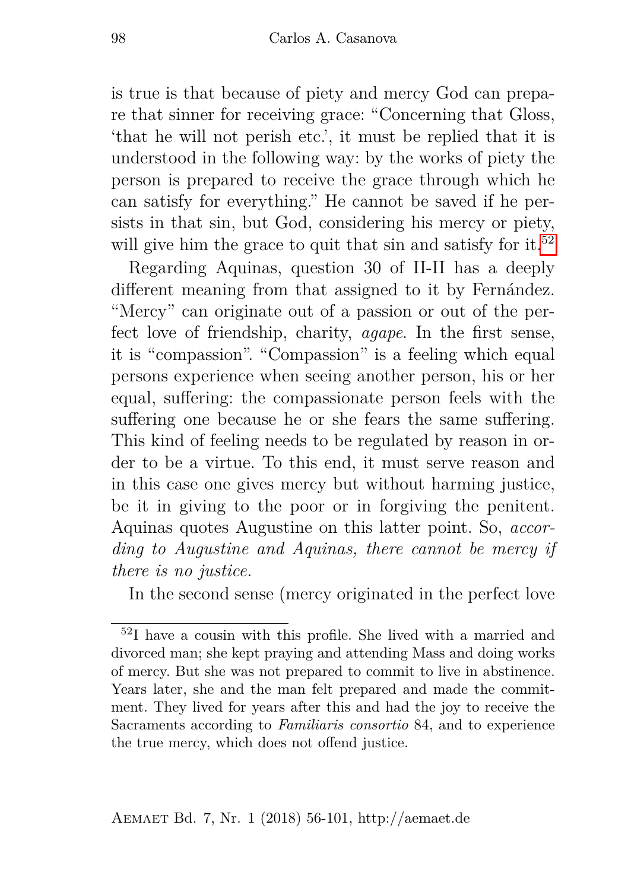is true is that because of piety and mercy God can prepare that sinner for receiving grace: "Concerning that Gloss, 'that he will not perish etc.', it must be replied that it is understood in the following way: by the works of piety the person is prepared to receive the grace through which he can satisfy for everything." He cannot be saved if he persists in that sin, but God, considering his mercy or piety, will give him the grace to quit that sin and satisfy for it.[52]

Regarding Aquinas, question 30 of II-II has a deeply different meaning from that assigned to it by Fernández. "Mercy" can originate out of a passion or out of the perfect love of friendship, charity, *agape*. In the first sense, it is "compassion". "Compassion" is a feeling which equal persons experience when seeing another person, his or her equal, suffering: the compassionate person feels with the suffering one because he or she fears the same suffering. This kind of feeling needs to be regulated by reason in order to be a virtue. To this end, it must serve reason and in this case one gives mercy but without harming justice, be it in giving to the poor or in forgiving the penitent. Aquinas quotes Augustine on this latter point. So, *according to Augustine and Aquinas, there cannot be mercy if there is no justice.*

In the second sense (mercy originated in the perfect love

[52] I have a cousin with this profile. She lived with a married and divorced man; she kept praying and attending Mass and doing works of mercy. But she was not prepared to commit to live in abstinence. Years later, she and the man felt prepared and made the commitment. They lived for years after this and had the joy to receive the Sacraments according to *Familiaris consortio* 84, and to experience the true mercy, which does not offend justice.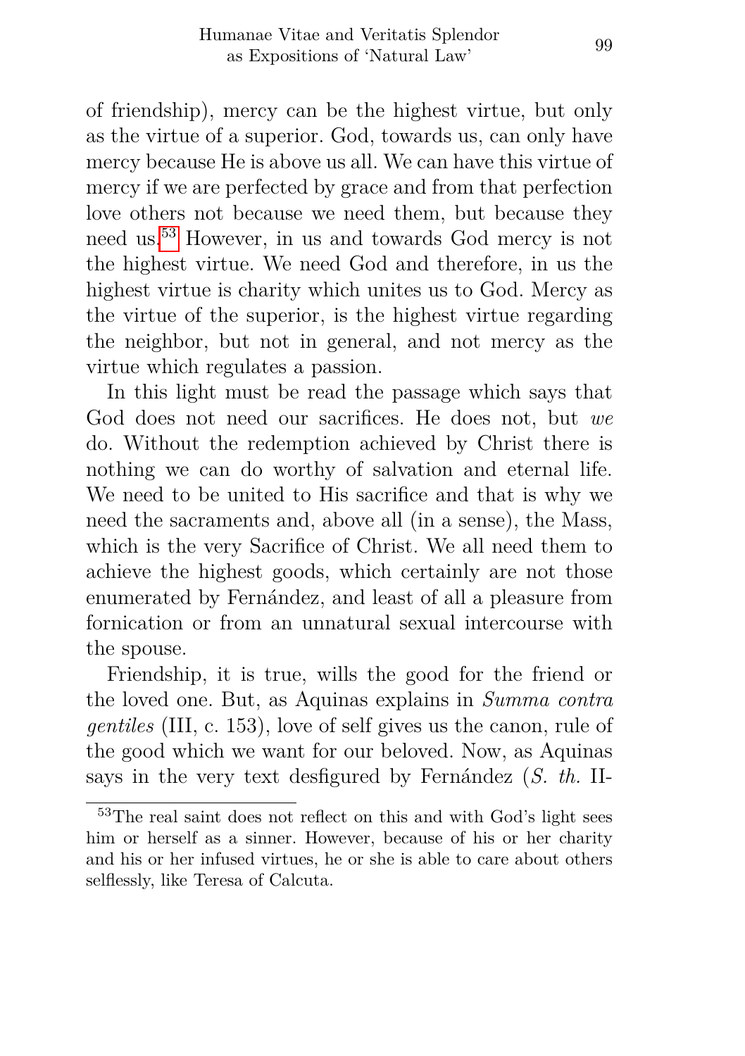of friendship), mercy can be the highest virtue, but only as the virtue of a superior. God, towards us, can only have mercy because He is above us all. We can have this virtue of mercy if we are perfected by grace and from that perfection love others not because we need them, but because they need us.[53] However, in us and towards God mercy is not the highest virtue. We need God and therefore, in us the highest virtue is charity which unites us to God. Mercy as the virtue of the superior, is the highest virtue regarding the neighbor, but not in general, and not mercy as the virtue which regulates a passion.

In this light must be read the passage which says that God does not need our sacrifices. He does not, but *we* do. Without the redemption achieved by Christ there is nothing we can do worthy of salvation and eternal life. We need to be united to His sacrifice and that is why we need the sacraments and, above all (in a sense), the Mass, which is the very Sacrifice of Christ. We all need them to achieve the highest goods, which certainly are not those enumerated by Fernández, and least of all a pleasure from fornication or from an unnatural sexual intercourse with the spouse.

Friendship, it is true, wills the good for the friend or the loved one. But, as Aquinas explains in *Summa contra gentiles* (III, c. 153), love of self gives us the canon, rule of the good which we want for our beloved. Now, as Aquinas says in the very text desfigured by Fernández (*S. th.* II-

---

[53] The real saint does not reflect on this and with God's light sees him or herself as a sinner. However, because of his or her charity and his or her infused virtues, he or she is able to care about others selflessly, like Teresa of Calcuta.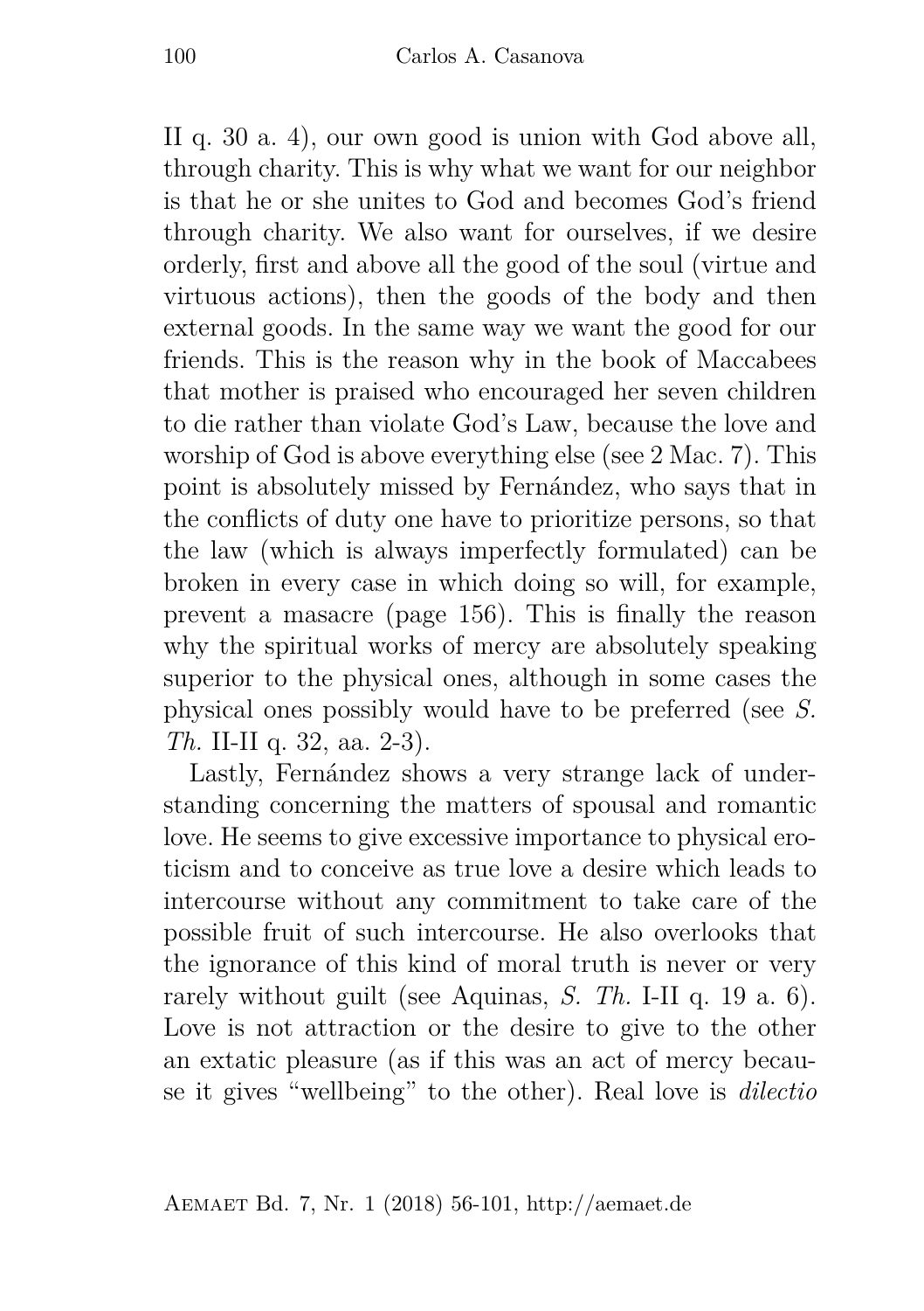II q. 30 a. 4), our own good is union with God above all, through charity. This is why what we want for our neighbor is that he or she unites to God and becomes God's friend through charity. We also want for ourselves, if we desire orderly, first and above all the good of the soul (virtue and virtuous actions), then the goods of the body and then external goods. In the same way we want the good for our friends. This is the reason why in the book of Maccabees that mother is praised who encouraged her seven children to die rather than violate God's Law, because the love and worship of God is above everything else (see 2 Mac. 7). This point is absolutely missed by Fernández, who says that in the conflicts of duty one have to prioritize persons, so that the law (which is always imperfectly formulated) can be broken in every case in which doing so will, for example, prevent a masacre (page 156). This is finally the reason why the spiritual works of mercy are absolutely speaking superior to the physical ones, although in some cases the physical ones possibly would have to be preferred (see *S. Th.* II-II q. 32, aa. 2-3).

Lastly, Fernández shows a very strange lack of understanding concerning the matters of spousal and romantic love. He seems to give excessive importance to physical eroticism and to conceive as true love a desire which leads to intercourse without any commitment to take care of the possible fruit of such intercourse. He also overlooks that the ignorance of this kind of moral truth is never or very rarely without guilt (see Aquinas, *S. Th.* I-II q. 19 a. 6). Love is not attraction or the desire to give to the other an extatic pleasure (as if this was an act of mercy because it gives "wellbeing" to the other). Real love is *dilectio*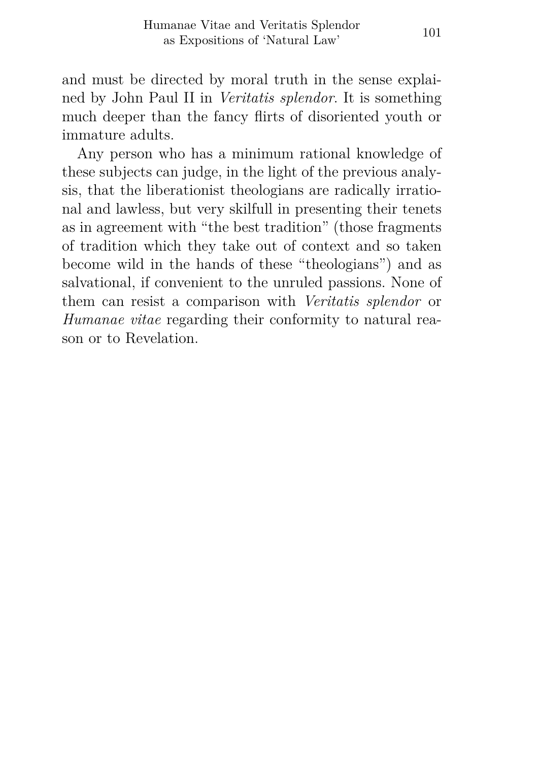and must be directed by moral truth in the sense explained by John Paul II in *Veritatis splendor*. It is something much deeper than the fancy flirts of disoriented youth or immature adults.

Any person who has a minimum rational knowledge of these subjects can judge, in the light of the previous analysis, that the liberationist theologians are radically irrational and lawless, but very skilfull in presenting their tenets as in agreement with "the best tradition" (those fragments of tradition which they take out of context and so taken become wild in the hands of these "theologians") and as salvational, if convenient to the unruled passions. None of them can resist a comparison with *Veritatis splendor* or *Humanae vitae* regarding their conformity to natural reason or to Revelation.